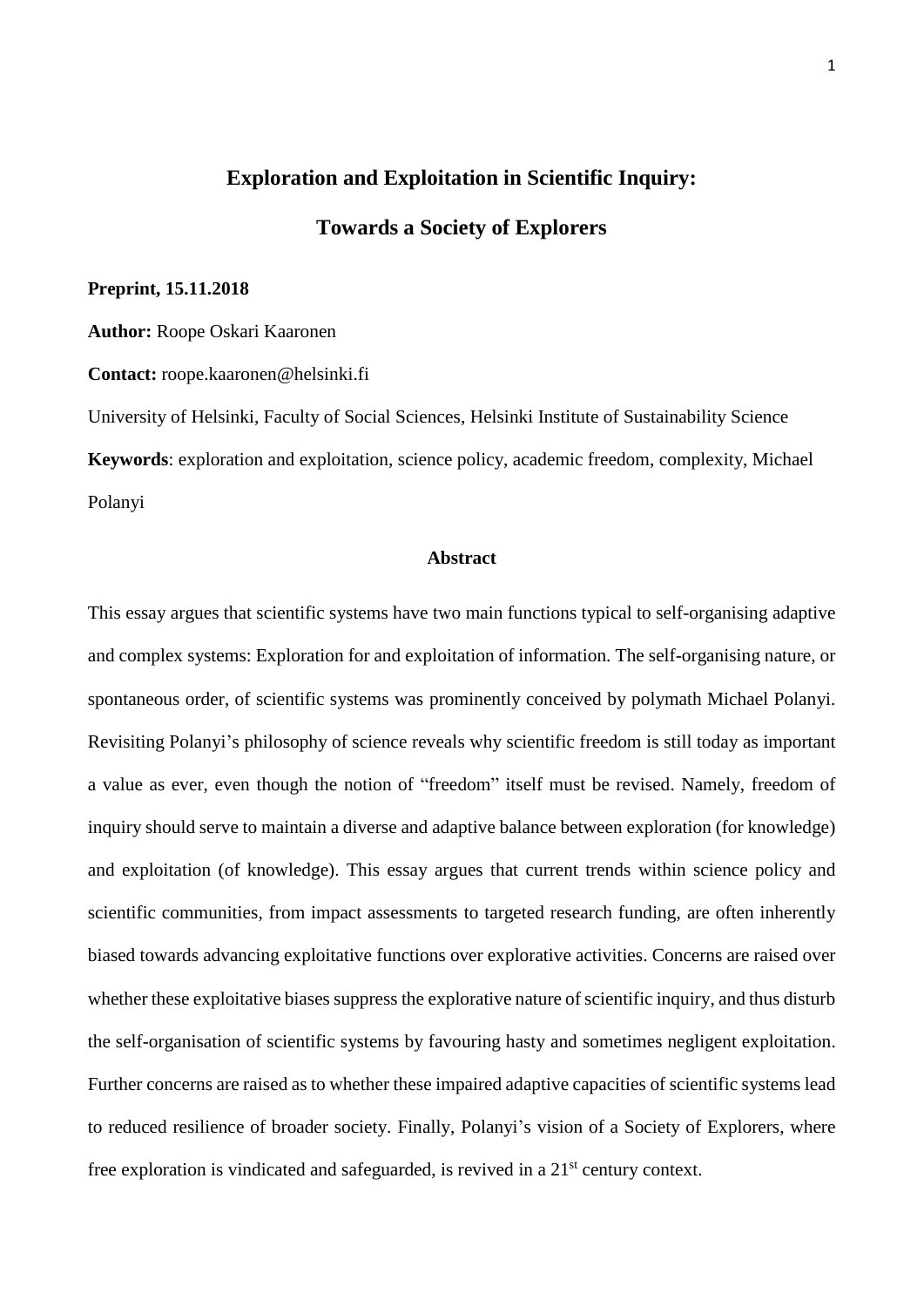# Exploration and Exploitation in Scientific Inquiry:

# Towards a Society of Explorers

**Preprint, 15.11.2018**

**Author:** Roope Oskari Kaaronen

**Contact:** roope.kaaronen@helsinki.fi

University of Helsinki, Faculty of Social Sciences, Helsinki Institute of Sustainability Science

**Keywords**: exploration and exploitation, science policy, academic freedom, complexity, Michael Polanyi

## Abstract

This essay argues that scientific systems have two main functions typical to self-organising adaptive and complex systems: Exploration for and exploitation of information. The self-organising nature, or spontaneous order, of scientific systems was prominently conceived by polymath Michael Polanyi. Revisiting Polanyi's philosophy of science reveals why scientific freedom is still today as important a value as ever, even though the notion of "freedom" itself must be revised. Namely, freedom of inquiry should serve to maintain a diverse and adaptive balance between exploration (for knowledge) and exploitation (of knowledge). This essay argues that current trends within science policy and scientific communities, from impact assessments to targeted research funding, are often inherently biased towards advancing exploitative functions over explorative activities. Concerns are raised over whether these exploitative biases suppress the explorative nature of scientific inquiry, and thus disturb the self-organisation of scientific systems by favouring hasty and sometimes negligent exploitation. Further concerns are raised as to whether these impaired adaptive capacities of scientific systems lead to reduced resilience of broader society. Finally, Polanyi's vision of a Society of Explorers, where free exploration is vindicated and safeguarded, is revived in a 21st century context.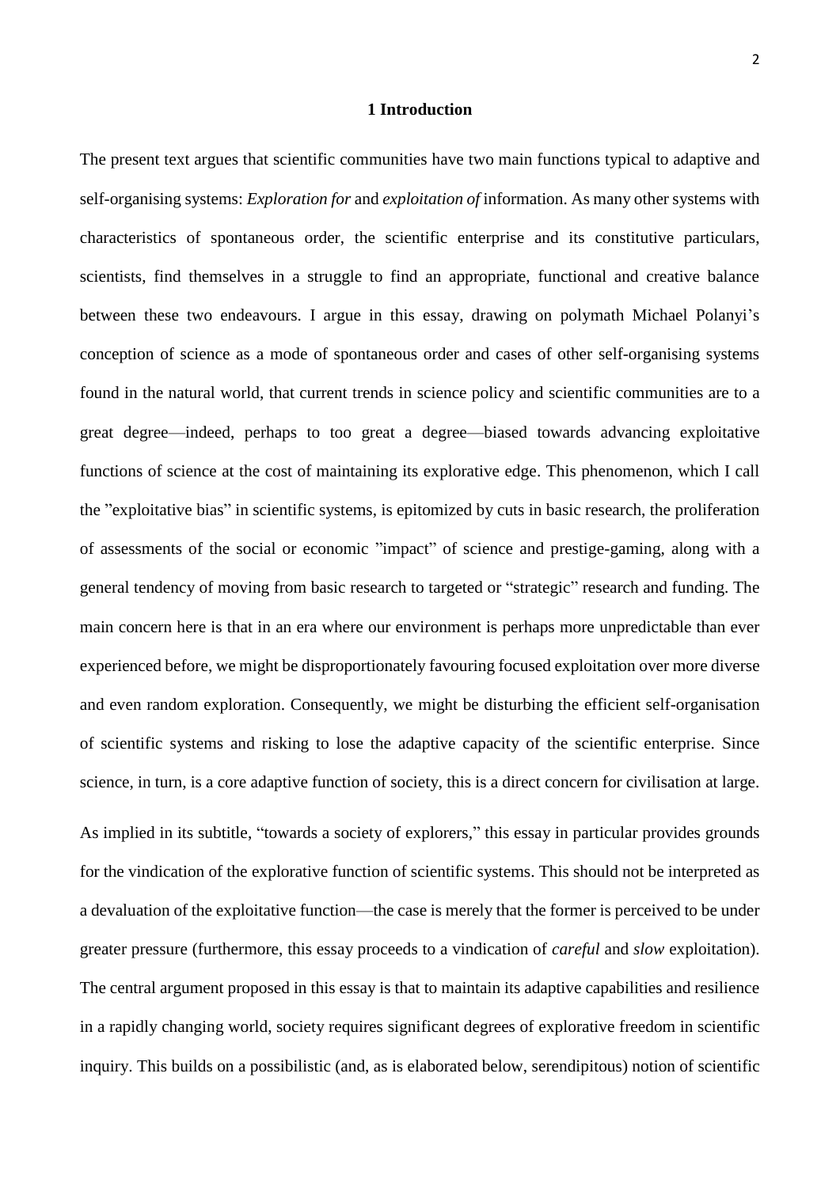# 1 Introduction

The present text argues that scientific communities have two main functions typical to adaptive and self-organising systems: *Exploration for* and *exploitation of* information. As many other systems with characteristics of spontaneous order, the scientific enterprise and its constitutive particulars, scientists, find themselves in a struggle to find an appropriate, functional and creative balance between these two endeavours. I argue in this essay, drawing on polymath Michael Polanyi's conception of science as a mode of spontaneous order and cases of other self-organising systems found in the natural world, that current trends in science policy and scientific communities are to a great degree—indeed, perhaps to too great a degree—biased towards advancing exploitative functions of science at the cost of maintaining its explorative edge. This phenomenon, which I call the "exploitative bias" in scientific systems, is epitomized by cuts in basic research, the proliferation of assessments of the social or economic "impact" of science and prestige-gaming, along with a general tendency of moving from basic research to targeted or "strategic" research and funding. The main concern here is that in an era where our environment is perhaps more unpredictable than ever experienced before, we might be disproportionately favouring focused exploitation over more diverse and even random exploration. Consequently, we might be disturbing the efficient self-organisation of scientific systems and risking to lose the adaptive capacity of the scientific enterprise. Since science, in turn, is a core adaptive function of society, this is a direct concern for civilisation at large.

As implied in its subtitle, "towards a society of explorers," this essay in particular provides grounds for the vindication of the explorative function of scientific systems. This should not be interpreted as a devaluation of the exploitative function—the case is merely that the former is perceived to be under greater pressure (furthermore, this essay proceeds to a vindication of *careful* and *slow* exploitation). The central argument proposed in this essay is that to maintain its adaptive capabilities and resilience in a rapidly changing world, society requires significant degrees of explorative freedom in scientific inquiry. This builds on a possibilistic (and, as is elaborated below, serendipitous) notion of scientific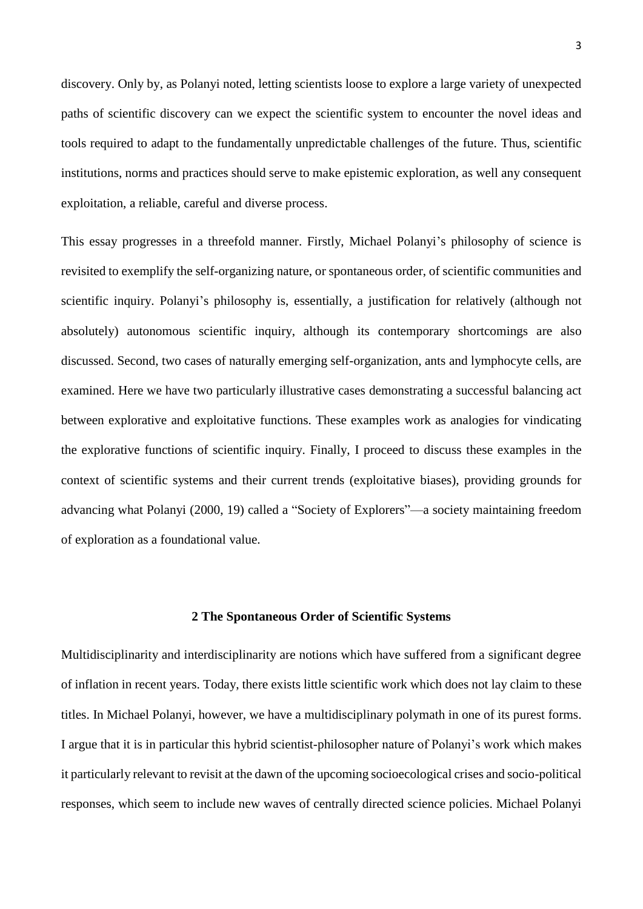discovery. Only by, as Polanyi noted, letting scientists loose to explore a large variety of unexpected paths of scientific discovery can we expect the scientific system to encounter the novel ideas and tools required to adapt to the fundamentally unpredictable challenges of the future. Thus, scientific institutions, norms and practices should serve to make epistemic exploration, as well any consequent exploitation, a reliable, careful and diverse process.

This essay progresses in a threefold manner. Firstly, Michael Polanyi's philosophy of science is revisited to exemplify the self-organizing nature, or spontaneous order, of scientific communities and scientific inquiry. Polanyi's philosophy is, essentially, a justification for relatively (although not absolutely) autonomous scientific inquiry, although its contemporary shortcomings are also discussed. Second, two cases of naturally emerging self-organization, ants and lymphocyte cells, are examined. Here we have two particularly illustrative cases demonstrating a successful balancing act between explorative and exploitative functions. These examples work as analogies for vindicating the explorative functions of scientific inquiry. Finally, I proceed to discuss these examples in the context of scientific systems and their current trends (exploitative biases), providing grounds for advancing what Polanyi (2000, 19) called a "Society of Explorers"—a society maintaining freedom of exploration as a foundational value.

## 2 The Spontaneous Order of Scientific Systems

Multidisciplinarity and interdisciplinarity are notions which have suffered from a significant degree of inflation in recent years. Today, there exists little scientific work which does not lay claim to these titles. In Michael Polanyi, however, we have a multidisciplinary polymath in one of its purest forms. I argue that it is in particular this hybrid scientist-philosopher nature of Polanyi's work which makes it particularly relevant to revisit at the dawn of the upcoming socioecological crises and socio-political responses, which seem to include new waves of centrally directed science policies. Michael Polanyi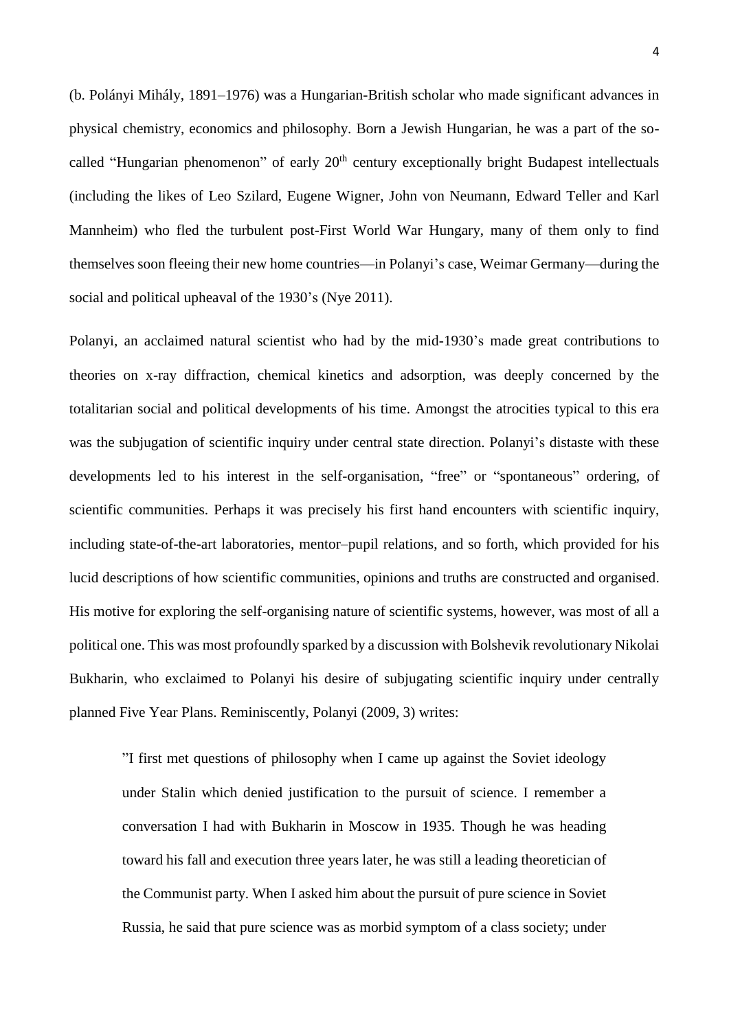(b. Polányi Mihály, 1891–1976) was a Hungarian-British scholar who made significant advances in physical chemistry, economics and philosophy. Born a Jewish Hungarian, he was a part of the so-called "Hungarian phenomenon" of early 20th century exceptionally bright Budapest intellectuals (including the likes of Leo Szilard, Eugene Wigner, John von Neumann, Edward Teller and Karl Mannheim) who fled the turbulent post-First World War Hungary, many of them only to find themselves soon fleeing their new home countries—in Polanyi's case, Weimar Germany—during the social and political upheaval of the 1930's (Nye 2011).

Polanyi, an acclaimed natural scientist who had by the mid-1930's made great contributions to theories on x-ray diffraction, chemical kinetics and adsorption, was deeply concerned by the totalitarian social and political developments of his time. Amongst the atrocities typical to this era was the subjugation of scientific inquiry under central state direction. Polanyi's distaste with these developments led to his interest in the self-organisation, "free" or "spontaneous" ordering, of scientific communities. Perhaps it was precisely his first hand encounters with scientific inquiry, including state-of-the-art laboratories, mentor–pupil relations, and so forth, which provided for his lucid descriptions of how scientific communities, opinions and truths are constructed and organised. His motive for exploring the self-organising nature of scientific systems, however, was most of all a political one. This was most profoundly sparked by a discussion with Bolshevik revolutionary Nikolai Bukharin, who exclaimed to Polanyi his desire of subjugating scientific inquiry under centrally planned Five Year Plans. Reminiscently, Polanyi (2009, 3) writes:

> "I first met questions of philosophy when I came up against the Soviet ideology under Stalin which denied justification to the pursuit of science. I remember a conversation I had with Bukharin in Moscow in 1935. Though he was heading toward his fall and execution three years later, he was still a leading theoretician of the Communist party. When I asked him about the pursuit of pure science in Soviet Russia, he said that pure science was as morbid symptom of a class society; under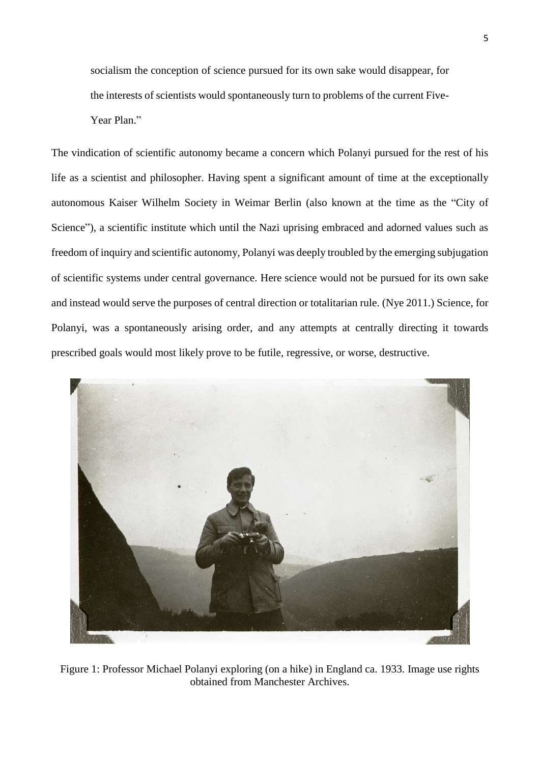socialism the conception of science pursued for its own sake would disappear, for the interests of scientists would spontaneously turn to problems of the current Five-Year Plan."

The vindication of scientific autonomy became a concern which Polanyi pursued for the rest of his life as a scientist and philosopher. Having spent a significant amount of time at the exceptionally autonomous Kaiser Wilhelm Society in Weimar Berlin (also known at the time as the "City of Science"), a scientific institute which until the Nazi uprising embraced and adorned values such as freedom of inquiry and scientific autonomy, Polanyi was deeply troubled by the emerging subjugation of scientific systems under central governance. Here science would not be pursued for its own sake and instead would serve the purposes of central direction or totalitarian rule. (Nye 2011.) Science, for Polanyi, was a spontaneously arising order, and any attempts at centrally directing it towards prescribed goals would most likely prove to be futile, regressive, or worse, destructive.

Figure 1: Professor Michael Polanyi exploring (on a hike) in England ca. 1933. Image use rights obtained from Manchester Archives.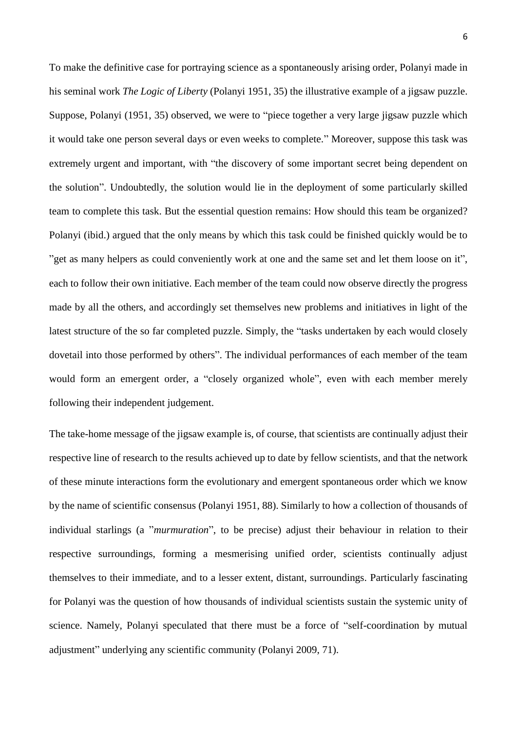To make the definitive case for portraying science as a spontaneously arising order, Polanyi made in his seminal work *The Logic of Liberty* (Polanyi 1951, 35) the illustrative example of a jigsaw puzzle. Suppose, Polanyi (1951, 35) observed, we were to "piece together a very large jigsaw puzzle which it would take one person several days or even weeks to complete." Moreover, suppose this task was extremely urgent and important, with "the discovery of some important secret being dependent on the solution". Undoubtedly, the solution would lie in the deployment of some particularly skilled team to complete this task. But the essential question remains: How should this team be organized? Polanyi (ibid.) argued that the only means by which this task could be finished quickly would be to "get as many helpers as could conveniently work at one and the same set and let them loose on it", each to follow their own initiative. Each member of the team could now observe directly the progress made by all the others, and accordingly set themselves new problems and initiatives in light of the latest structure of the so far completed puzzle. Simply, the "tasks undertaken by each would closely dovetail into those performed by others". The individual performances of each member of the team would form an emergent order, a "closely organized whole", even with each member merely following their independent judgement.

The take-home message of the jigsaw example is, of course, that scientists are continually adjust their respective line of research to the results achieved up to date by fellow scientists, and that the network of these minute interactions form the evolutionary and emergent spontaneous order which we know by the name of scientific consensus (Polanyi 1951, 88). Similarly to how a collection of thousands of individual starlings (a "*murmuration*", to be precise) adjust their behaviour in relation to their respective surroundings, forming a mesmerising unified order, scientists continually adjust themselves to their immediate, and to a lesser extent, distant, surroundings. Particularly fascinating for Polanyi was the question of how thousands of individual scientists sustain the systemic unity of science. Namely, Polanyi speculated that there must be a force of "self-coordination by mutual adjustment" underlying any scientific community (Polanyi 2009, 71).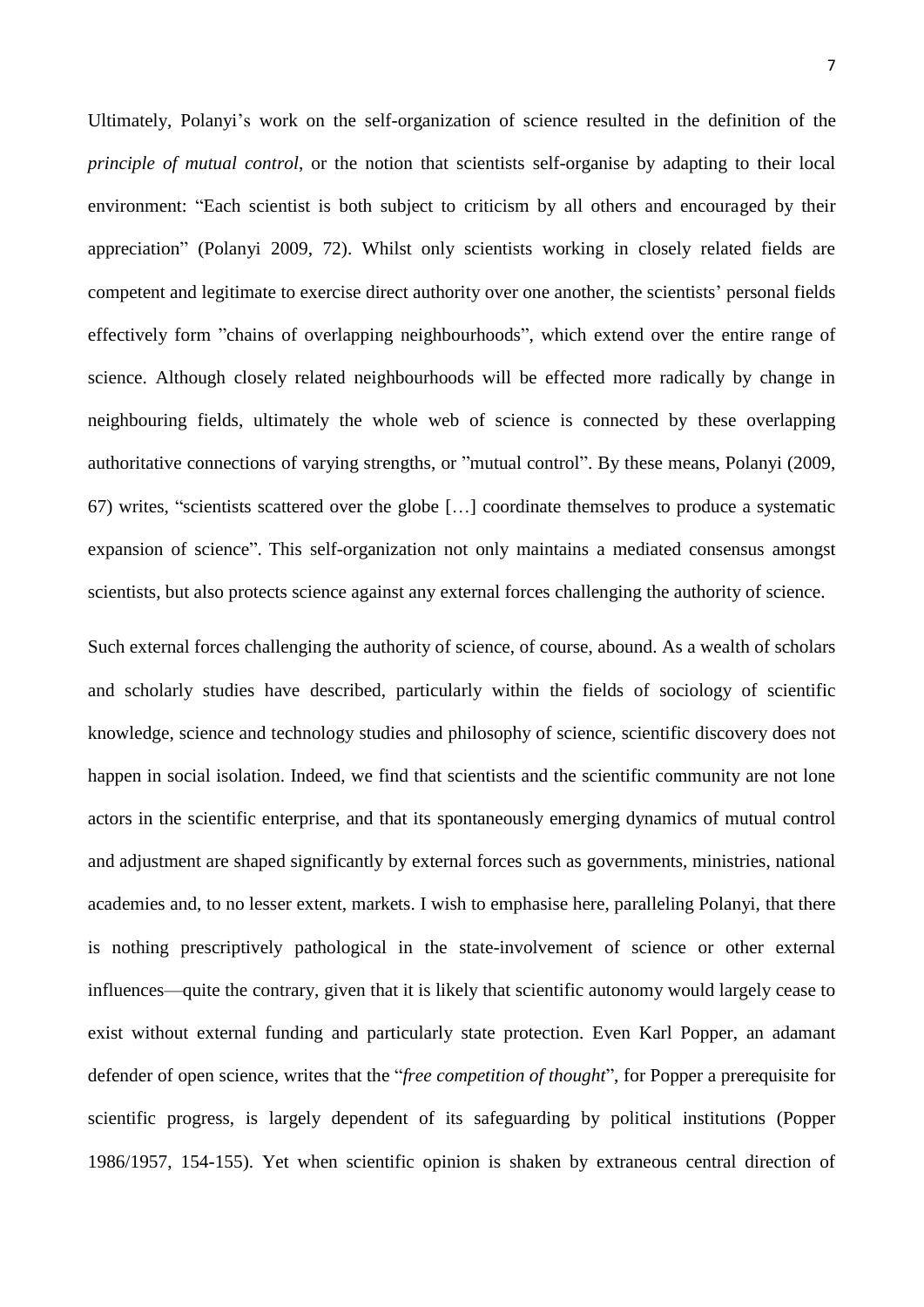Ultimately, Polanyi's work on the self-organization of science resulted in the definition of the *principle of mutual control*, or the notion that scientists self-organise by adapting to their local environment: "Each scientist is both subject to criticism by all others and encouraged by their appreciation" (Polanyi 2009, 72). Whilst only scientists working in closely related fields are competent and legitimate to exercise direct authority over one another, the scientists' personal fields effectively form "chains of overlapping neighbourhoods", which extend over the entire range of science. Although closely related neighbourhoods will be effected more radically by change in neighbouring fields, ultimately the whole web of science is connected by these overlapping authoritative connections of varying strengths, or "mutual control". By these means, Polanyi (2009, 67) writes, "scientists scattered over the globe […] coordinate themselves to produce a systematic expansion of science". This self-organization not only maintains a mediated consensus amongst scientists, but also protects science against any external forces challenging the authority of science.

Such external forces challenging the authority of science, of course, abound. As a wealth of scholars and scholarly studies have described, particularly within the fields of sociology of scientific knowledge, science and technology studies and philosophy of science, scientific discovery does not happen in social isolation. Indeed, we find that scientists and the scientific community are not lone actors in the scientific enterprise, and that its spontaneously emerging dynamics of mutual control and adjustment are shaped significantly by external forces such as governments, ministries, national academies and, to no lesser extent, markets. I wish to emphasise here, paralleling Polanyi, that there is nothing prescriptively pathological in the state-involvement of science or other external influences—quite the contrary, given that it is likely that scientific autonomy would largely cease to exist without external funding and particularly state protection. Even Karl Popper, an adamant defender of open science, writes that the "*free competition of thought*", for Popper a prerequisite for scientific progress, is largely dependent of its safeguarding by political institutions (Popper 1986/1957, 154-155). Yet when scientific opinion is shaken by extraneous central direction of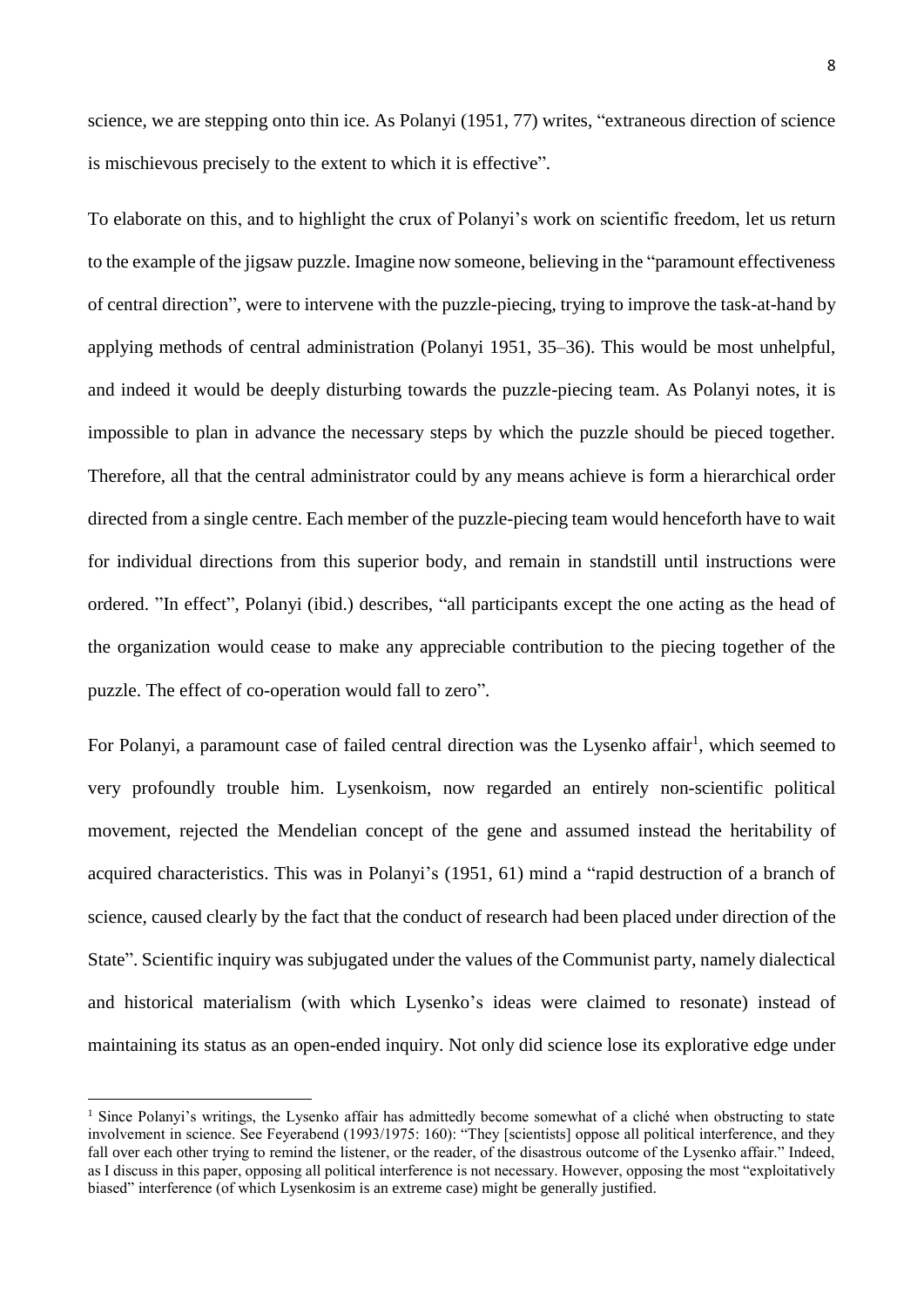science, we are stepping onto thin ice. As Polanyi (1951, 77) writes, "extraneous direction of science is mischievous precisely to the extent to which it is effective".

To elaborate on this, and to highlight the crux of Polanyi's work on scientific freedom, let us return to the example of the jigsaw puzzle. Imagine now someone, believing in the "paramount effectiveness of central direction", were to intervene with the puzzle-piecing, trying to improve the task-at-hand by applying methods of central administration (Polanyi 1951, 35–36). This would be most unhelpful, and indeed it would be deeply disturbing towards the puzzle-piecing team. As Polanyi notes, it is impossible to plan in advance the necessary steps by which the puzzle should be pieced together. Therefore, all that the central administrator could by any means achieve is form a hierarchical order directed from a single centre. Each member of the puzzle-piecing team would henceforth have to wait for individual directions from this superior body, and remain in standstill until instructions were ordered. "In effect", Polanyi (ibid.) describes, "all participants except the one acting as the head of the organization would cease to make any appreciable contribution to the piecing together of the puzzle. The effect of co-operation would fall to zero".

For Polanyi, a paramount case of failed central direction was the Lysenko affair[1], which seemed to very profoundly trouble him. Lysenkoism, now regarded an entirely non-scientific political movement, rejected the Mendelian concept of the gene and assumed instead the heritability of acquired characteristics. This was in Polanyi's (1951, 61) mind a "rapid destruction of a branch of science, caused clearly by the fact that the conduct of research had been placed under direction of the State". Scientific inquiry was subjugated under the values of the Communist party, namely dialectical and historical materialism (with which Lysenko's ideas were claimed to resonate) instead of maintaining its status as an open-ended inquiry. Not only did science lose its explorative edge under

[1] Since Polanyi's writings, the Lysenko affair has admittedly become somewhat of a cliché when obstructing to state involvement in science. See Feyerabend (1993/1975: 160): "They [scientists] oppose all political interference, and they fall over each other trying to remind the listener, or the reader, of the disastrous outcome of the Lysenko affair." Indeed, as I discuss in this paper, opposing all political interference is not necessary. However, opposing the most "exploitatively biased" interference (of which Lysenkosim is an extreme case) might be generally justified.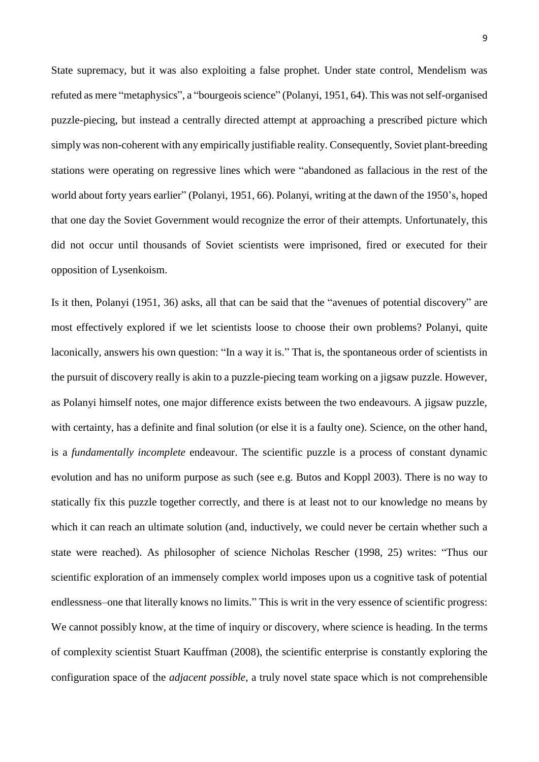State supremacy, but it was also exploiting a false prophet. Under state control, Mendelism was refuted as mere "metaphysics", a "bourgeois science" (Polanyi, 1951, 64). This was not self-organised puzzle-piecing, but instead a centrally directed attempt at approaching a prescribed picture which simply was non-coherent with any empirically justifiable reality. Consequently, Soviet plant-breeding stations were operating on regressive lines which were "abandoned as fallacious in the rest of the world about forty years earlier" (Polanyi, 1951, 66). Polanyi, writing at the dawn of the 1950's, hoped that one day the Soviet Government would recognize the error of their attempts. Unfortunately, this did not occur until thousands of Soviet scientists were imprisoned, fired or executed for their opposition of Lysenkoism.

Is it then, Polanyi (1951, 36) asks, all that can be said that the "avenues of potential discovery" are most effectively explored if we let scientists loose to choose their own problems? Polanyi, quite laconically, answers his own question: "In a way it is." That is, the spontaneous order of scientists in the pursuit of discovery really is akin to a puzzle-piecing team working on a jigsaw puzzle. However, as Polanyi himself notes, one major difference exists between the two endeavours. A jigsaw puzzle, with certainty, has a definite and final solution (or else it is a faulty one). Science, on the other hand, is a *fundamentally incomplete* endeavour. The scientific puzzle is a process of constant dynamic evolution and has no uniform purpose as such (see e.g. Butos and Koppl 2003). There is no way to statically fix this puzzle together correctly, and there is at least not to our knowledge no means by which it can reach an ultimate solution (and, inductively, we could never be certain whether such a state were reached). As philosopher of science Nicholas Rescher (1998, 25) writes: "Thus our scientific exploration of an immensely complex world imposes upon us a cognitive task of potential endlessness–one that literally knows no limits." This is writ in the very essence of scientific progress: We cannot possibly know, at the time of inquiry or discovery, where science is heading. In the terms of complexity scientist Stuart Kauffman (2008), the scientific enterprise is constantly exploring the configuration space of the *adjacent possible*, a truly novel state space which is not comprehensible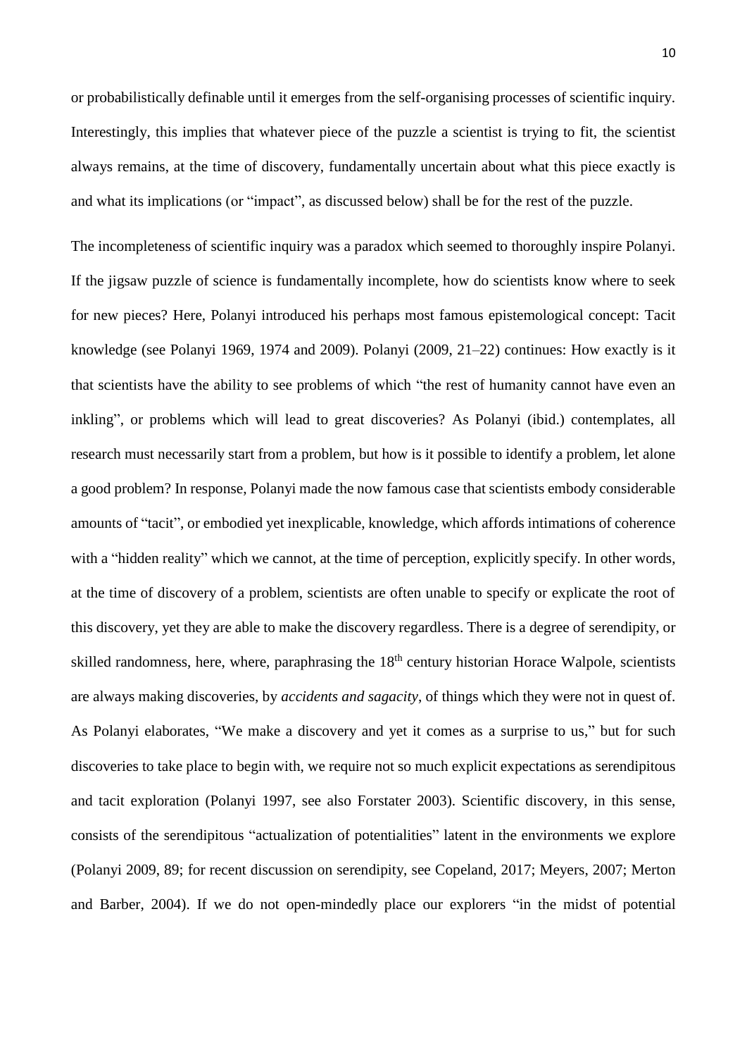or probabilistically definable until it emerges from the self-organising processes of scientific inquiry. Interestingly, this implies that whatever piece of the puzzle a scientist is trying to fit, the scientist always remains, at the time of discovery, fundamentally uncertain about what this piece exactly is and what its implications (or "impact", as discussed below) shall be for the rest of the puzzle.

The incompleteness of scientific inquiry was a paradox which seemed to thoroughly inspire Polanyi. If the jigsaw puzzle of science is fundamentally incomplete, how do scientists know where to seek for new pieces? Here, Polanyi introduced his perhaps most famous epistemological concept: Tacit knowledge (see Polanyi 1969, 1974 and 2009). Polanyi (2009, 21–22) continues: How exactly is it that scientists have the ability to see problems of which "the rest of humanity cannot have even an inkling", or problems which will lead to great discoveries? As Polanyi (ibid.) contemplates, all research must necessarily start from a problem, but how is it possible to identify a problem, let alone a good problem? In response, Polanyi made the now famous case that scientists embody considerable amounts of "tacit", or embodied yet inexplicable, knowledge, which affords intimations of coherence with a "hidden reality" which we cannot, at the time of perception, explicitly specify. In other words, at the time of discovery of a problem, scientists are often unable to specify or explicate the root of this discovery, yet they are able to make the discovery regardless. There is a degree of serendipity, or skilled randomness, here, where, paraphrasing the 18th century historian Horace Walpole, scientists are always making discoveries, by *accidents and sagacity*, of things which they were not in quest of. As Polanyi elaborates, "We make a discovery and yet it comes as a surprise to us," but for such discoveries to take place to begin with, we require not so much explicit expectations as serendipitous and tacit exploration (Polanyi 1997, see also Forstater 2003). Scientific discovery, in this sense, consists of the serendipitous "actualization of potentialities" latent in the environments we explore (Polanyi 2009, 89; for recent discussion on serendipity, see Copeland, 2017; Meyers, 2007; Merton and Barber, 2004). If we do not open-mindedly place our explorers "in the midst of potential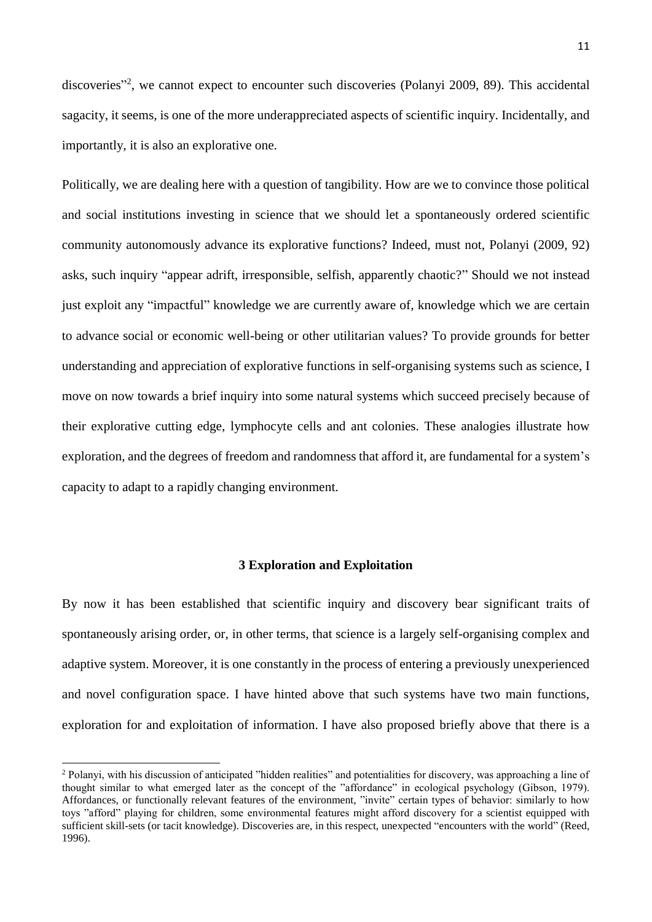discoveries"[2], we cannot expect to encounter such discoveries (Polanyi 2009, 89). This accidental sagacity, it seems, is one of the more underappreciated aspects of scientific inquiry. Incidentally, and importantly, it is also an explorative one.

Politically, we are dealing here with a question of tangibility. How are we to convince those political and social institutions investing in science that we should let a spontaneously ordered scientific community autonomously advance its explorative functions? Indeed, must not, Polanyi (2009, 92) asks, such inquiry "appear adrift, irresponsible, selfish, apparently chaotic?" Should we not instead just exploit any "impactful" knowledge we are currently aware of, knowledge which we are certain to advance social or economic well-being or other utilitarian values? To provide grounds for better understanding and appreciation of explorative functions in self-organising systems such as science, I move on now towards a brief inquiry into some natural systems which succeed precisely because of their explorative cutting edge, lymphocyte cells and ant colonies. These analogies illustrate how exploration, and the degrees of freedom and randomness that afford it, are fundamental for a system's capacity to adapt to a rapidly changing environment.

## 3 Exploration and Exploitation

By now it has been established that scientific inquiry and discovery bear significant traits of spontaneously arising order, or, in other terms, that science is a largely self-organising complex and adaptive system. Moreover, it is one constantly in the process of entering a previously unexperienced and novel configuration space. I have hinted above that such systems have two main functions, exploration for and exploitation of information. I have also proposed briefly above that there is a

[2] Polanyi, with his discussion of anticipated "hidden realities" and potentialities for discovery, was approaching a line of thought similar to what emerged later as the concept of the "affordance" in ecological psychology (Gibson, 1979). Affordances, or functionally relevant features of the environment, "invite" certain types of behavior: similarly to how toys "afford" playing for children, some environmental features might afford discovery for a scientist equipped with sufficient skill-sets (or tacit knowledge). Discoveries are, in this respect, unexpected "encounters with the world" (Reed, 1996).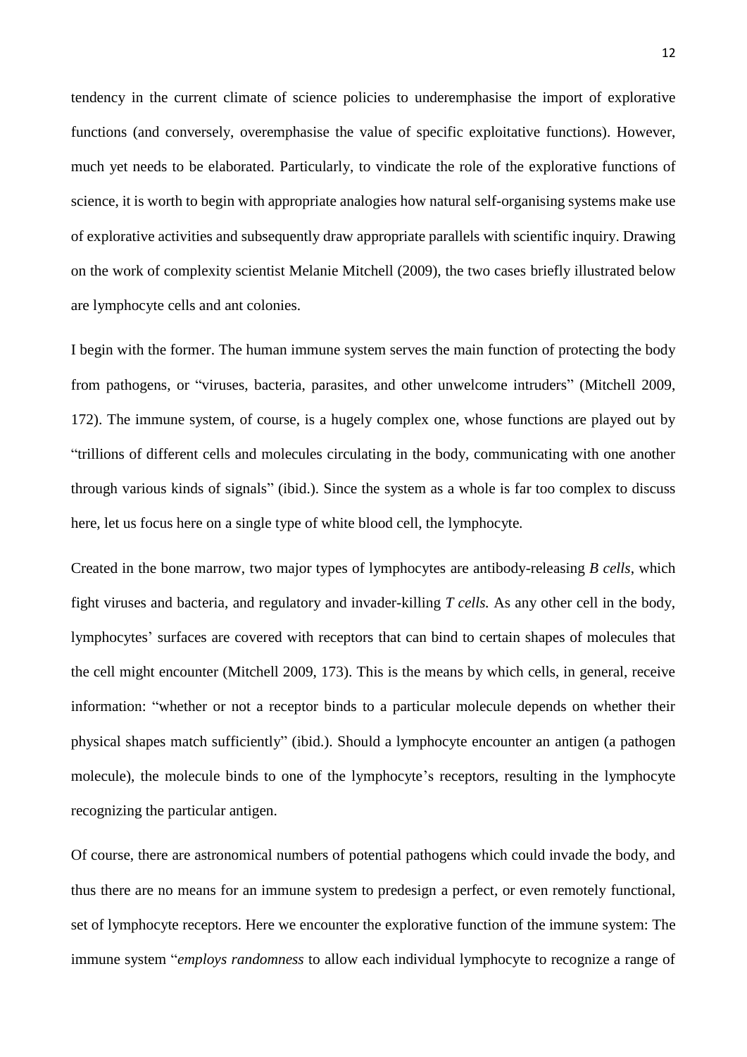tendency in the current climate of science policies to underemphasise the import of explorative functions (and conversely, overemphasise the value of specific exploitative functions). However, much yet needs to be elaborated. Particularly, to vindicate the role of the explorative functions of science, it is worth to begin with appropriate analogies how natural self-organising systems make use of explorative activities and subsequently draw appropriate parallels with scientific inquiry. Drawing on the work of complexity scientist Melanie Mitchell (2009), the two cases briefly illustrated below are lymphocyte cells and ant colonies.

I begin with the former. The human immune system serves the main function of protecting the body from pathogens, or "viruses, bacteria, parasites, and other unwelcome intruders" (Mitchell 2009, 172). The immune system, of course, is a hugely complex one, whose functions are played out by "trillions of different cells and molecules circulating in the body, communicating with one another through various kinds of signals" (ibid.). Since the system as a whole is far too complex to discuss here, let us focus here on a single type of white blood cell, the lymphocyte.

Created in the bone marrow, two major types of lymphocytes are antibody-releasing *B cells*, which fight viruses and bacteria, and regulatory and invader-killing *T cells.* As any other cell in the body, lymphocytes' surfaces are covered with receptors that can bind to certain shapes of molecules that the cell might encounter (Mitchell 2009, 173). This is the means by which cells, in general, receive information: "whether or not a receptor binds to a particular molecule depends on whether their physical shapes match sufficiently" (ibid.). Should a lymphocyte encounter an antigen (a pathogen molecule), the molecule binds to one of the lymphocyte's receptors, resulting in the lymphocyte recognizing the particular antigen.

Of course, there are astronomical numbers of potential pathogens which could invade the body, and thus there are no means for an immune system to predesign a perfect, or even remotely functional, set of lymphocyte receptors. Here we encounter the explorative function of the immune system: The immune system "*employs randomness* to allow each individual lymphocyte to recognize a range of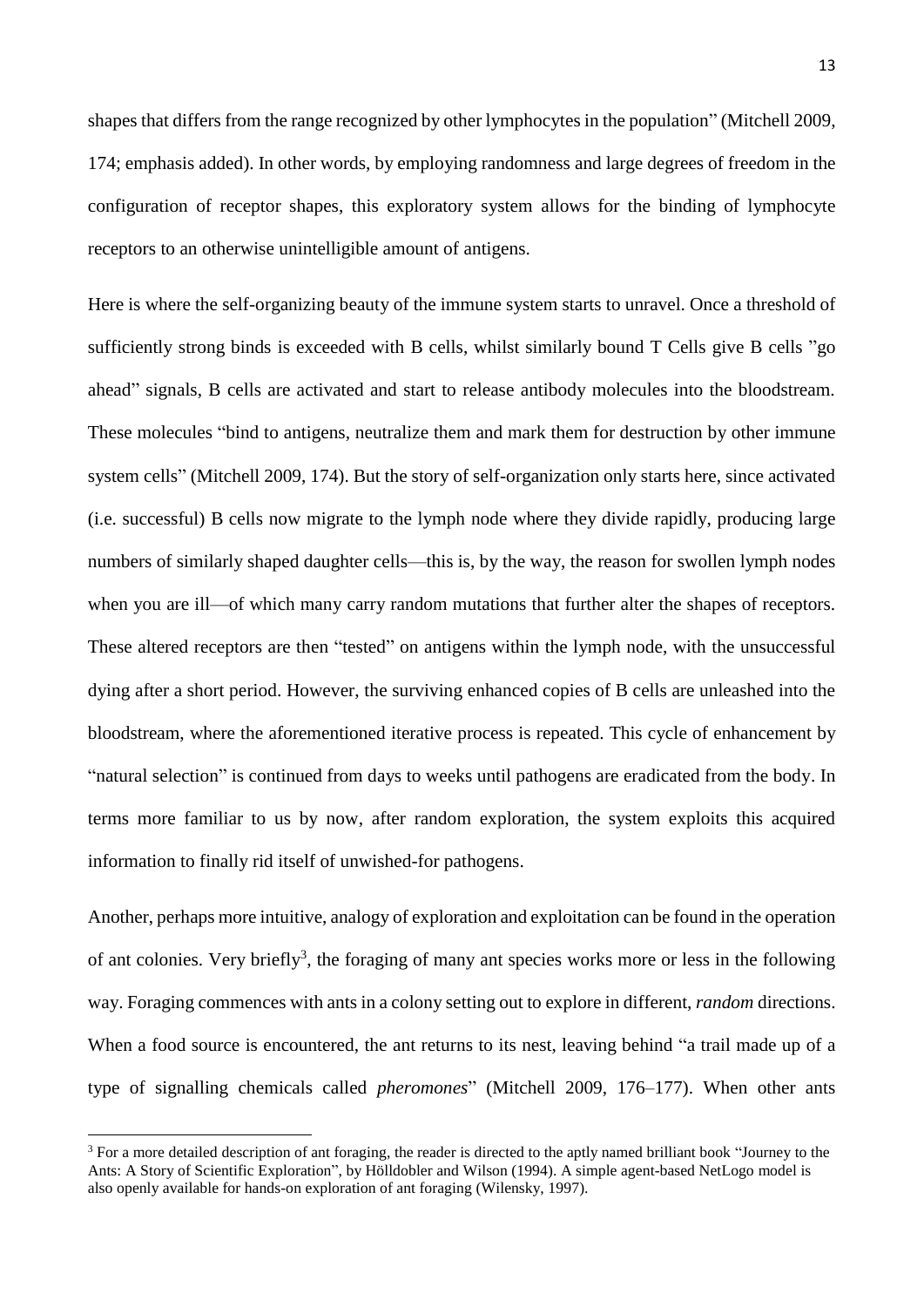shapes that differs from the range recognized by other lymphocytes in the population" (Mitchell 2009, 174; emphasis added). In other words, by employing randomness and large degrees of freedom in the configuration of receptor shapes, this exploratory system allows for the binding of lymphocyte receptors to an otherwise unintelligible amount of antigens.

Here is where the self-organizing beauty of the immune system starts to unravel. Once a threshold of sufficiently strong binds is exceeded with B cells, whilst similarly bound T Cells give B cells "go ahead" signals, B cells are activated and start to release antibody molecules into the bloodstream. These molecules "bind to antigens, neutralize them and mark them for destruction by other immune system cells" (Mitchell 2009, 174). But the story of self-organization only starts here, since activated (i.e. successful) B cells now migrate to the lymph node where they divide rapidly, producing large numbers of similarly shaped daughter cells—this is, by the way, the reason for swollen lymph nodes when you are ill—of which many carry random mutations that further alter the shapes of receptors. These altered receptors are then "tested" on antigens within the lymph node, with the unsuccessful dying after a short period. However, the surviving enhanced copies of B cells are unleashed into the bloodstream, where the aforementioned iterative process is repeated. This cycle of enhancement by "natural selection" is continued from days to weeks until pathogens are eradicated from the body. In terms more familiar to us by now, after random exploration, the system exploits this acquired information to finally rid itself of unwished-for pathogens.

Another, perhaps more intuitive, analogy of exploration and exploitation can be found in the operation of ant colonies. Very briefly[3], the foraging of many ant species works more or less in the following way. Foraging commences with ants in a colony setting out to explore in different, *random* directions. When a food source is encountered, the ant returns to its nest, leaving behind "a trail made up of a type of signalling chemicals called *pheromones*" (Mitchell 2009, 176–177). When other ants

[3] For a more detailed description of ant foraging, the reader is directed to the aptly named brilliant book "Journey to the Ants: A Story of Scientific Exploration", by Hölldobler and Wilson (1994). A simple agent-based NetLogo model is also openly available for hands-on exploration of ant foraging (Wilensky, 1997).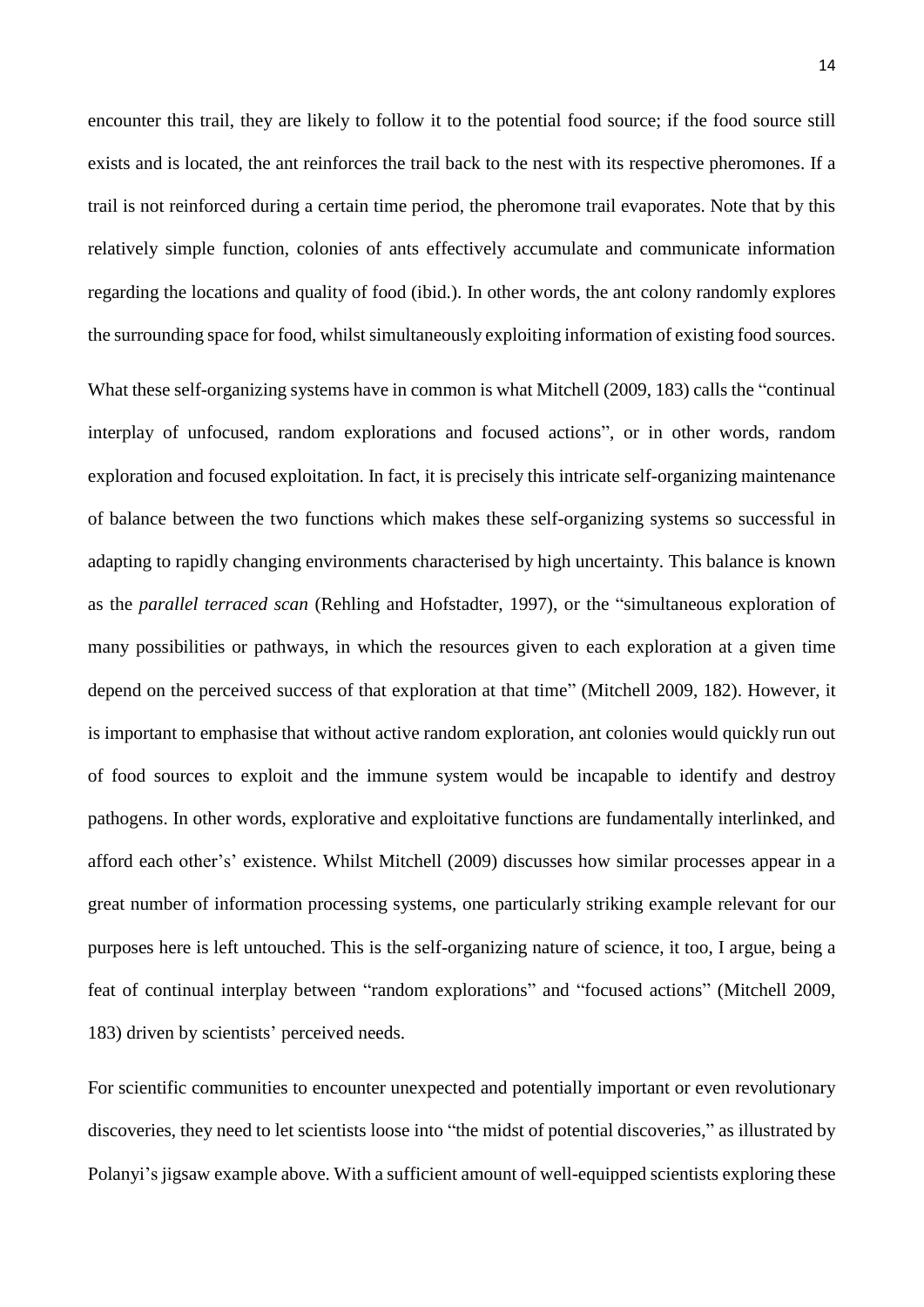encounter this trail, they are likely to follow it to the potential food source; if the food source still exists and is located, the ant reinforces the trail back to the nest with its respective pheromones. If a trail is not reinforced during a certain time period, the pheromone trail evaporates. Note that by this relatively simple function, colonies of ants effectively accumulate and communicate information regarding the locations and quality of food (ibid.). In other words, the ant colony randomly explores the surrounding space for food, whilst simultaneously exploiting information of existing food sources.

What these self-organizing systems have in common is what Mitchell (2009, 183) calls the "continual interplay of unfocused, random explorations and focused actions", or in other words, random exploration and focused exploitation. In fact, it is precisely this intricate self-organizing maintenance of balance between the two functions which makes these self-organizing systems so successful in adapting to rapidly changing environments characterised by high uncertainty. This balance is known as the *parallel terraced scan* (Rehling and Hofstadter, 1997), or the "simultaneous exploration of many possibilities or pathways, in which the resources given to each exploration at a given time depend on the perceived success of that exploration at that time" (Mitchell 2009, 182). However, it is important to emphasise that without active random exploration, ant colonies would quickly run out of food sources to exploit and the immune system would be incapable to identify and destroy pathogens. In other words, explorative and exploitative functions are fundamentally interlinked, and afford each other's' existence. Whilst Mitchell (2009) discusses how similar processes appear in a great number of information processing systems, one particularly striking example relevant for our purposes here is left untouched. This is the self-organizing nature of science, it too, I argue, being a feat of continual interplay between "random explorations" and "focused actions" (Mitchell 2009, 183) driven by scientists' perceived needs.

For scientific communities to encounter unexpected and potentially important or even revolutionary discoveries, they need to let scientists loose into "the midst of potential discoveries," as illustrated by Polanyi's jigsaw example above. With a sufficient amount of well-equipped scientists exploring these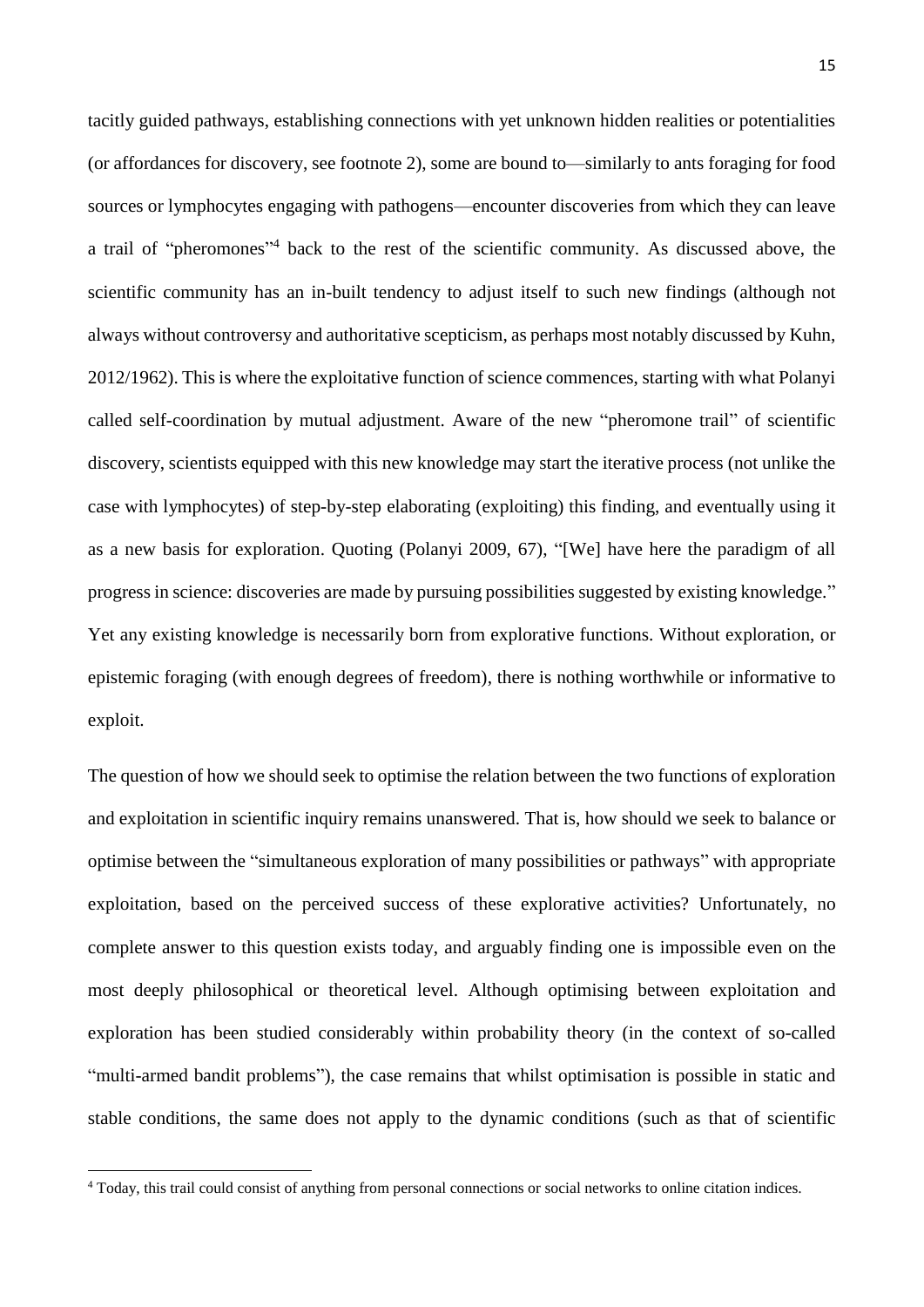tacitly guided pathways, establishing connections with yet unknown hidden realities or potentialities (or affordances for discovery, see footnote 2), some are bound to—similarly to ants foraging for food sources or lymphocytes engaging with pathogens—encounter discoveries from which they can leave a trail of "pheromones"[4] back to the rest of the scientific community. As discussed above, the scientific community has an in-built tendency to adjust itself to such new findings (although not always without controversy and authoritative scepticism, as perhaps most notably discussed by Kuhn, 2012/1962). This is where the exploitative function of science commences, starting with what Polanyi called self-coordination by mutual adjustment. Aware of the new "pheromone trail" of scientific discovery, scientists equipped with this new knowledge may start the iterative process (not unlike the case with lymphocytes) of step-by-step elaborating (exploiting) this finding, and eventually using it as a new basis for exploration. Quoting (Polanyi 2009, 67), "[We] have here the paradigm of all progress in science: discoveries are made by pursuing possibilities suggested by existing knowledge." Yet any existing knowledge is necessarily born from explorative functions. Without exploration, or epistemic foraging (with enough degrees of freedom), there is nothing worthwhile or informative to exploit.

The question of how we should seek to optimise the relation between the two functions of exploration and exploitation in scientific inquiry remains unanswered. That is, how should we seek to balance or optimise between the "simultaneous exploration of many possibilities or pathways" with appropriate exploitation, based on the perceived success of these explorative activities? Unfortunately, no complete answer to this question exists today, and arguably finding one is impossible even on the most deeply philosophical or theoretical level. Although optimising between exploitation and exploration has been studied considerably within probability theory (in the context of so-called "multi-armed bandit problems"), the case remains that whilst optimisation is possible in static and stable conditions, the same does not apply to the dynamic conditions (such as that of scientific

[4] Today, this trail could consist of anything from personal connections or social networks to online citation indices.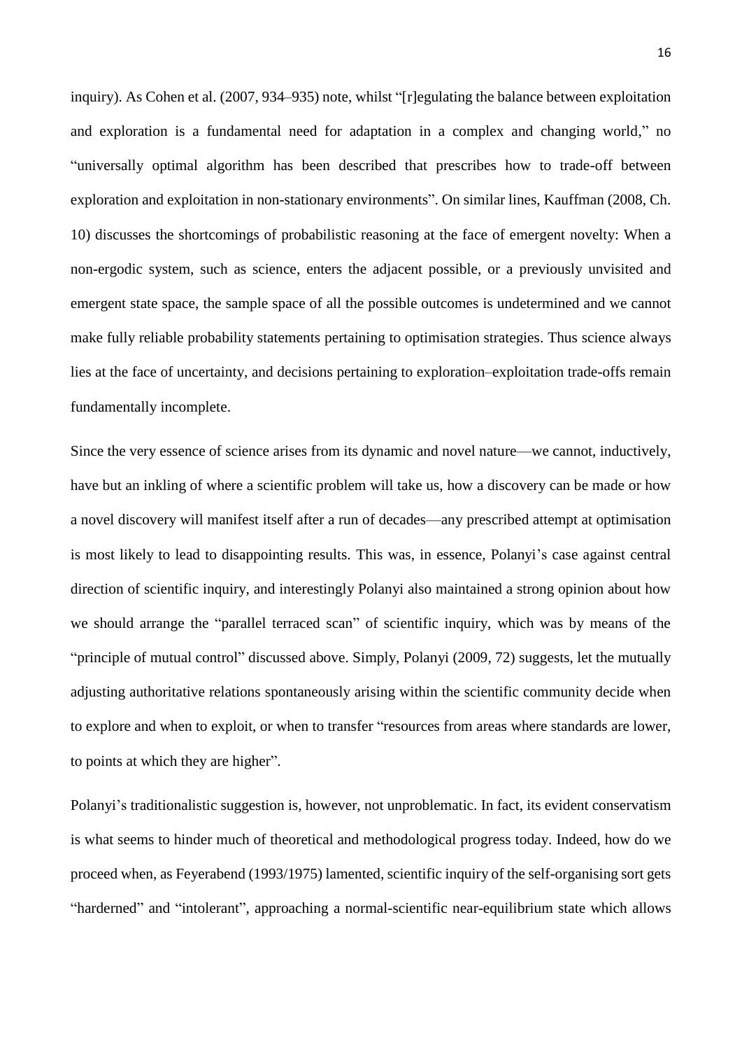inquiry). As Cohen et al. (2007, 934–935) note, whilst "[r]egulating the balance between exploitation and exploration is a fundamental need for adaptation in a complex and changing world," no "universally optimal algorithm has been described that prescribes how to trade-off between exploration and exploitation in non-stationary environments". On similar lines, Kauffman (2008, Ch. 10) discusses the shortcomings of probabilistic reasoning at the face of emergent novelty: When a non-ergodic system, such as science, enters the adjacent possible, or a previously unvisited and emergent state space, the sample space of all the possible outcomes is undetermined and we cannot make fully reliable probability statements pertaining to optimisation strategies. Thus science always lies at the face of uncertainty, and decisions pertaining to exploration–exploitation trade-offs remain fundamentally incomplete.

Since the very essence of science arises from its dynamic and novel nature—we cannot, inductively, have but an inkling of where a scientific problem will take us, how a discovery can be made or how a novel discovery will manifest itself after a run of decades—any prescribed attempt at optimisation is most likely to lead to disappointing results. This was, in essence, Polanyi's case against central direction of scientific inquiry, and interestingly Polanyi also maintained a strong opinion about how we should arrange the "parallel terraced scan" of scientific inquiry, which was by means of the "principle of mutual control" discussed above. Simply, Polanyi (2009, 72) suggests, let the mutually adjusting authoritative relations spontaneously arising within the scientific community decide when to explore and when to exploit, or when to transfer "resources from areas where standards are lower, to points at which they are higher".

Polanyi's traditionalistic suggestion is, however, not unproblematic. In fact, its evident conservatism is what seems to hinder much of theoretical and methodological progress today. Indeed, how do we proceed when, as Feyerabend (1993/1975) lamented, scientific inquiry of the self-organising sort gets "harderned" and "intolerant", approaching a normal-scientific near-equilibrium state which allows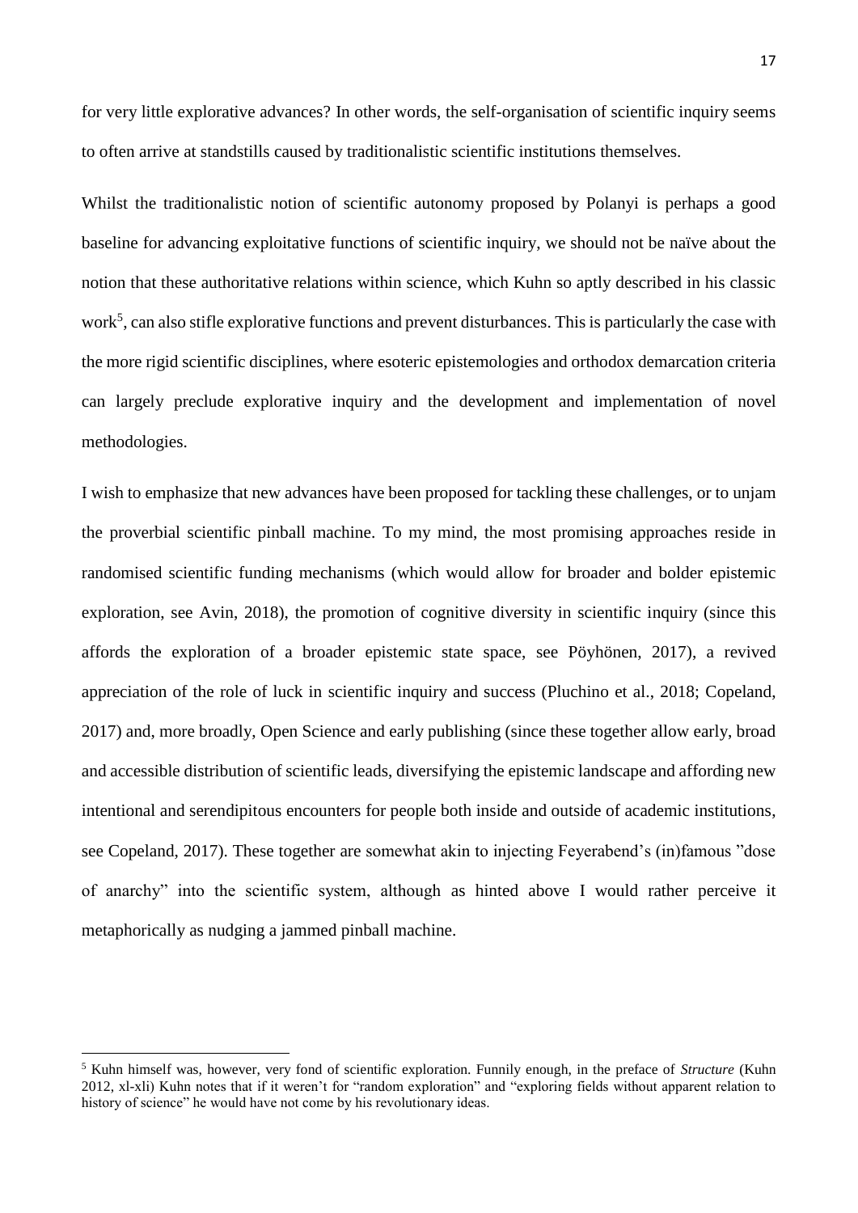for very little explorative advances? In other words, the self-organisation of scientific inquiry seems to often arrive at standstills caused by traditionalistic scientific institutions themselves.

Whilst the traditionalistic notion of scientific autonomy proposed by Polanyi is perhaps a good baseline for advancing exploitative functions of scientific inquiry, we should not be naïve about the notion that these authoritative relations within science, which Kuhn so aptly described in his classic work[5], can also stifle explorative functions and prevent disturbances. This is particularly the case with the more rigid scientific disciplines, where esoteric epistemologies and orthodox demarcation criteria can largely preclude explorative inquiry and the development and implementation of novel methodologies.

I wish to emphasize that new advances have been proposed for tackling these challenges, or to unjam the proverbial scientific pinball machine. To my mind, the most promising approaches reside in randomised scientific funding mechanisms (which would allow for broader and bolder epistemic exploration, see Avin, 2018), the promotion of cognitive diversity in scientific inquiry (since this affords the exploration of a broader epistemic state space, see Pöyhönen, 2017), a revived appreciation of the role of luck in scientific inquiry and success (Pluchino et al., 2018; Copeland, 2017) and, more broadly, Open Science and early publishing (since these together allow early, broad and accessible distribution of scientific leads, diversifying the epistemic landscape and affording new intentional and serendipitous encounters for people both inside and outside of academic institutions, see Copeland, 2017). These together are somewhat akin to injecting Feyerabend's (in)famous "dose of anarchy" into the scientific system, although as hinted above I would rather perceive it metaphorically as nudging a jammed pinball machine.

[5] Kuhn himself was, however, very fond of scientific exploration. Funnily enough, in the preface of *Structure* (Kuhn 2012, xl-xli) Kuhn notes that if it weren't for "random exploration" and "exploring fields without apparent relation to history of science" he would have not come by his revolutionary ideas.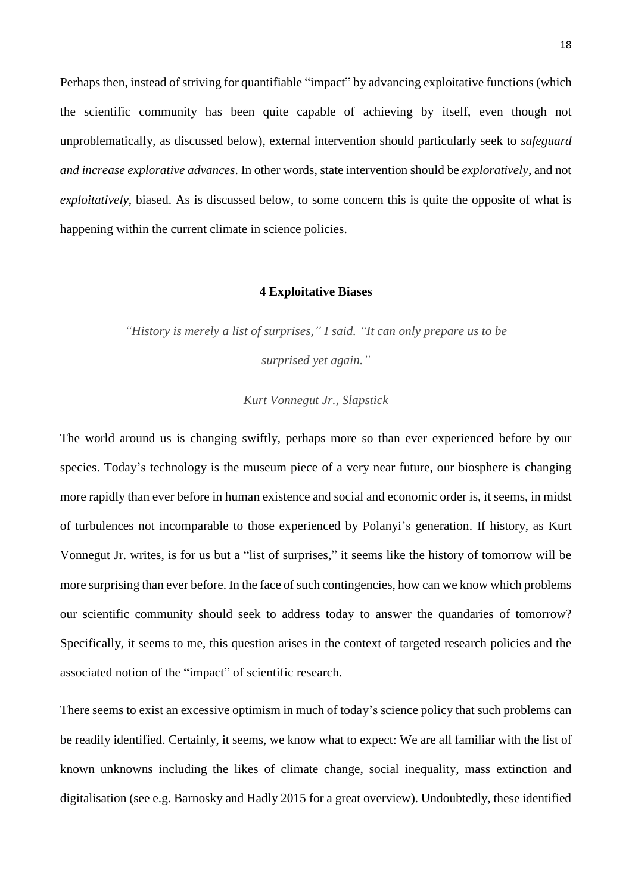Perhaps then, instead of striving for quantifiable "impact" by advancing exploitative functions (which the scientific community has been quite capable of achieving by itself, even though not unproblematically, as discussed below), external intervention should particularly seek to *safeguard and increase explorative advances*. In other words, state intervention should be *exploratively*, and not *exploitatively*, biased. As is discussed below, to some concern this is quite the opposite of what is happening within the current climate in science policies.

## 4 Exploitative Biases

*"History is merely a list of surprises," I said. "It can only prepare us to be surprised yet again."*

*Kurt Vonnegut Jr., Slapstick*

The world around us is changing swiftly, perhaps more so than ever experienced before by our species. Today's technology is the museum piece of a very near future, our biosphere is changing more rapidly than ever before in human existence and social and economic order is, it seems, in midst of turbulences not incomparable to those experienced by Polanyi's generation. If history, as Kurt Vonnegut Jr. writes, is for us but a "list of surprises," it seems like the history of tomorrow will be more surprising than ever before. In the face of such contingencies, how can we know which problems our scientific community should seek to address today to answer the quandaries of tomorrow? Specifically, it seems to me, this question arises in the context of targeted research policies and the associated notion of the "impact" of scientific research.

There seems to exist an excessive optimism in much of today's science policy that such problems can be readily identified. Certainly, it seems, we know what to expect: We are all familiar with the list of known unknowns including the likes of climate change, social inequality, mass extinction and digitalisation (see e.g. Barnosky and Hadly 2015 for a great overview). Undoubtedly, these identified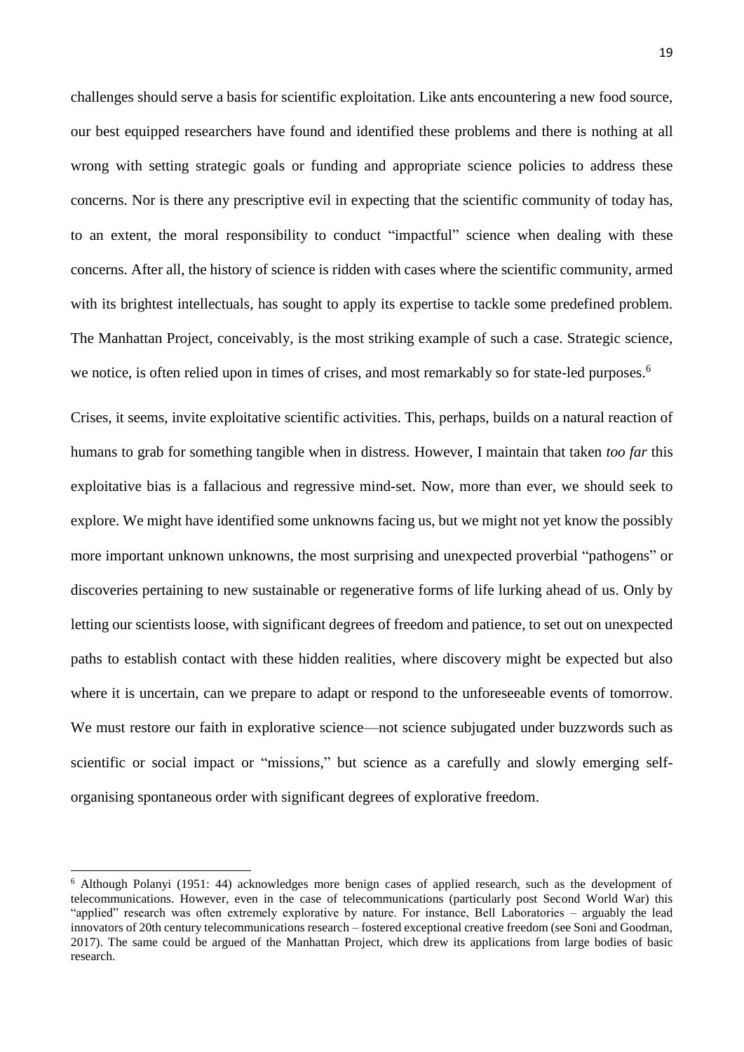challenges should serve a basis for scientific exploitation. Like ants encountering a new food source, our best equipped researchers have found and identified these problems and there is nothing at all wrong with setting strategic goals or funding and appropriate science policies to address these concerns. Nor is there any prescriptive evil in expecting that the scientific community of today has, to an extent, the moral responsibility to conduct "impactful" science when dealing with these concerns. After all, the history of science is ridden with cases where the scientific community, armed with its brightest intellectuals, has sought to apply its expertise to tackle some predefined problem. The Manhattan Project, conceivably, is the most striking example of such a case. Strategic science, we notice, is often relied upon in times of crises, and most remarkably so for state-led purposes.[6]

Crises, it seems, invite exploitative scientific activities. This, perhaps, builds on a natural reaction of humans to grab for something tangible when in distress. However, I maintain that taken *too far* this exploitative bias is a fallacious and regressive mind-set. Now, more than ever, we should seek to explore. We might have identified some unknowns facing us, but we might not yet know the possibly more important unknown unknowns, the most surprising and unexpected proverbial "pathogens" or discoveries pertaining to new sustainable or regenerative forms of life lurking ahead of us. Only by letting our scientists loose, with significant degrees of freedom and patience, to set out on unexpected paths to establish contact with these hidden realities, where discovery might be expected but also where it is uncertain, can we prepare to adapt or respond to the unforeseeable events of tomorrow. We must restore our faith in explorative science—not science subjugated under buzzwords such as scientific or social impact or "missions," but science as a carefully and slowly emerging self-organising spontaneous order with significant degrees of explorative freedom.

---

[6] Although Polanyi (1951: 44) acknowledges more benign cases of applied research, such as the development of telecommunications. However, even in the case of telecommunications (particularly post Second World War) this "applied" research was often extremely explorative by nature. For instance, Bell Laboratories – arguably the lead innovators of 20th century telecommunications research – fostered exceptional creative freedom (see Soni and Goodman, 2017). The same could be argued of the Manhattan Project, which drew its applications from large bodies of basic research.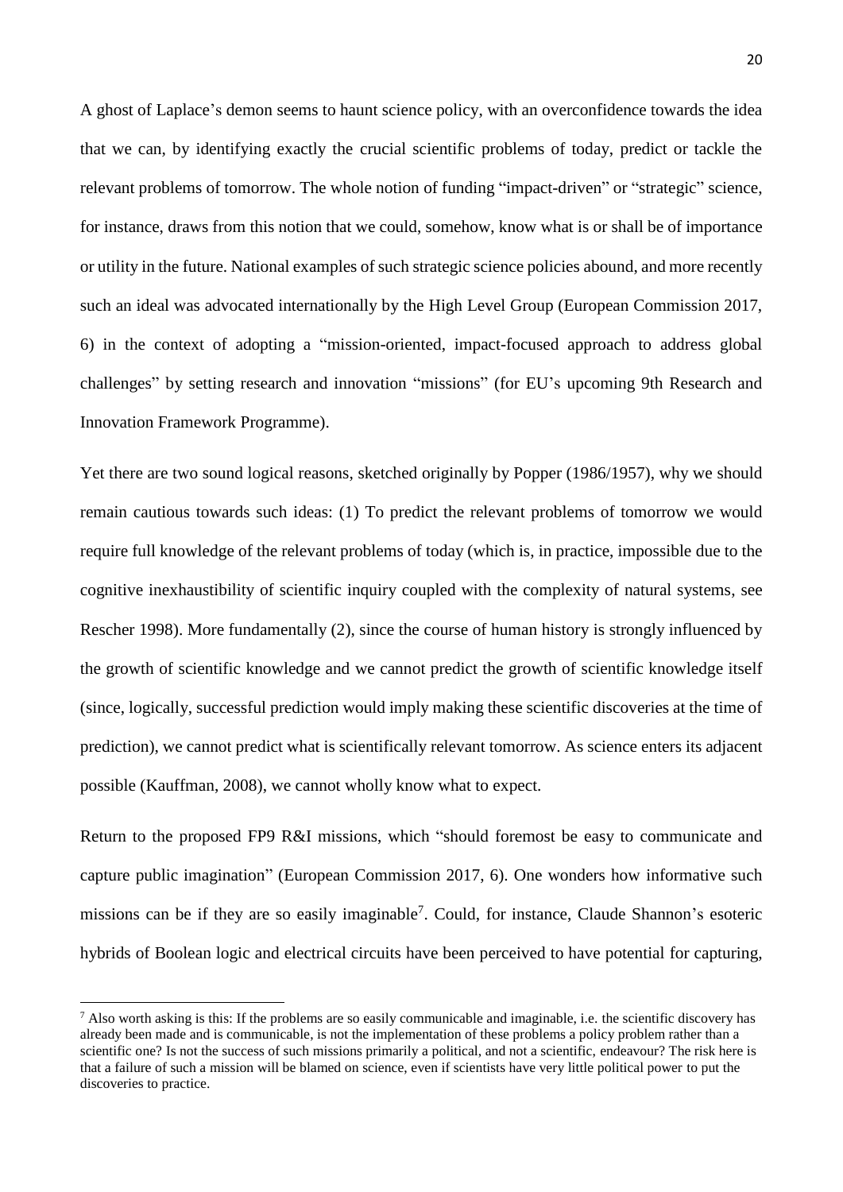A ghost of Laplace's demon seems to haunt science policy, with an overconfidence towards the idea that we can, by identifying exactly the crucial scientific problems of today, predict or tackle the relevant problems of tomorrow. The whole notion of funding "impact-driven" or "strategic" science, for instance, draws from this notion that we could, somehow, know what is or shall be of importance or utility in the future. National examples of such strategic science policies abound, and more recently such an ideal was advocated internationally by the High Level Group (European Commission 2017, 6) in the context of adopting a "mission-oriented, impact-focused approach to address global challenges" by setting research and innovation "missions" (for EU's upcoming 9th Research and Innovation Framework Programme).

Yet there are two sound logical reasons, sketched originally by Popper (1986/1957), why we should remain cautious towards such ideas: (1) To predict the relevant problems of tomorrow we would require full knowledge of the relevant problems of today (which is, in practice, impossible due to the cognitive inexhaustibility of scientific inquiry coupled with the complexity of natural systems, see Rescher 1998). More fundamentally (2), since the course of human history is strongly influenced by the growth of scientific knowledge and we cannot predict the growth of scientific knowledge itself (since, logically, successful prediction would imply making these scientific discoveries at the time of prediction), we cannot predict what is scientifically relevant tomorrow. As science enters its adjacent possible (Kauffman, 2008), we cannot wholly know what to expect.

Return to the proposed FP9 R&I missions, which "should foremost be easy to communicate and capture public imagination" (European Commission 2017, 6). One wonders how informative such missions can be if they are so easily imaginable[7]. Could, for instance, Claude Shannon's esoteric hybrids of Boolean logic and electrical circuits have been perceived to have potential for capturing,

[7] Also worth asking is this: If the problems are so easily communicable and imaginable, i.e. the scientific discovery has already been made and is communicable, is not the implementation of these problems a policy problem rather than a scientific one? Is not the success of such missions primarily a political, and not a scientific, endeavour? The risk here is that a failure of such a mission will be blamed on science, even if scientists have very little political power to put the discoveries to practice.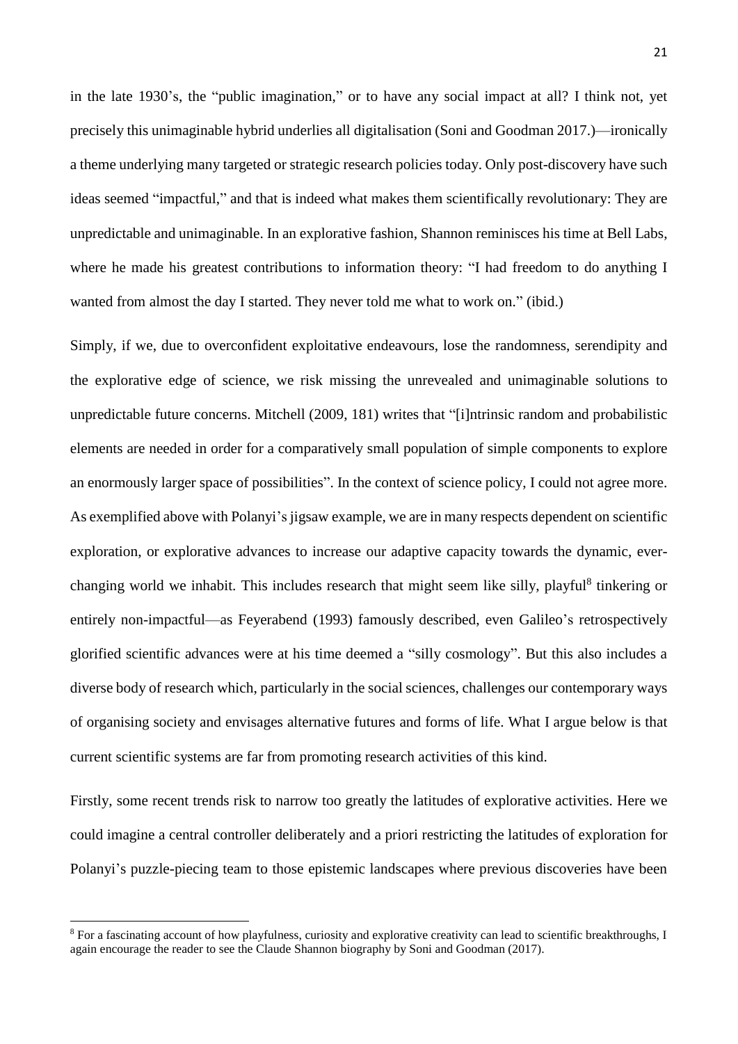in the late 1930's, the "public imagination," or to have any social impact at all? I think not, yet precisely this unimaginable hybrid underlies all digitalisation (Soni and Goodman 2017.)—ironically a theme underlying many targeted or strategic research policies today. Only post-discovery have such ideas seemed "impactful," and that is indeed what makes them scientifically revolutionary: They are unpredictable and unimaginable. In an explorative fashion, Shannon reminisces his time at Bell Labs, where he made his greatest contributions to information theory: "I had freedom to do anything I wanted from almost the day I started. They never told me what to work on." (ibid.)

Simply, if we, due to overconfident exploitative endeavours, lose the randomness, serendipity and the explorative edge of science, we risk missing the unrevealed and unimaginable solutions to unpredictable future concerns. Mitchell (2009, 181) writes that "[i]ntrinsic random and probabilistic elements are needed in order for a comparatively small population of simple components to explore an enormously larger space of possibilities". In the context of science policy, I could not agree more. As exemplified above with Polanyi's jigsaw example, we are in many respects dependent on scientific exploration, or explorative advances to increase our adaptive capacity towards the dynamic, ever-changing world we inhabit. This includes research that might seem like silly, playful[8] tinkering or entirely non-impactful—as Feyerabend (1993) famously described, even Galileo's retrospectively glorified scientific advances were at his time deemed a "silly cosmology". But this also includes a diverse body of research which, particularly in the social sciences, challenges our contemporary ways of organising society and envisages alternative futures and forms of life. What I argue below is that current scientific systems are far from promoting research activities of this kind.

Firstly, some recent trends risk to narrow too greatly the latitudes of explorative activities. Here we could imagine a central controller deliberately and a priori restricting the latitudes of exploration for Polanyi's puzzle-piecing team to those epistemic landscapes where previous discoveries have been

[8] For a fascinating account of how playfulness, curiosity and explorative creativity can lead to scientific breakthroughs, I again encourage the reader to see the Claude Shannon biography by Soni and Goodman (2017).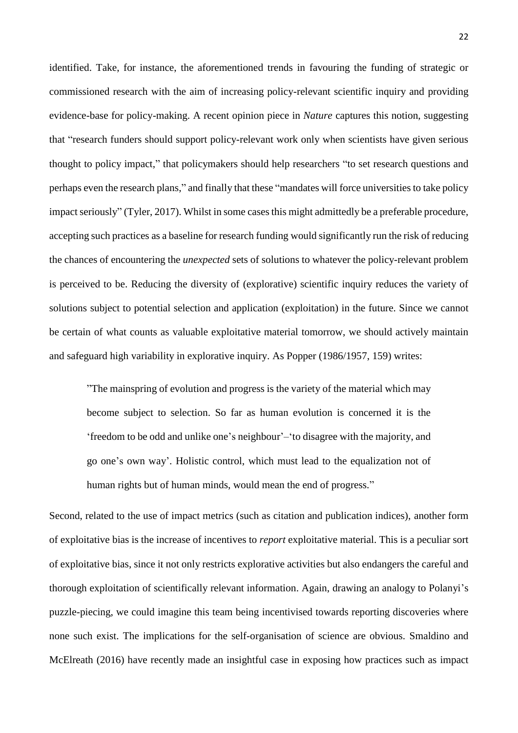identified. Take, for instance, the aforementioned trends in favouring the funding of strategic or commissioned research with the aim of increasing policy-relevant scientific inquiry and providing evidence-base for policy-making. A recent opinion piece in *Nature* captures this notion, suggesting that "research funders should support policy-relevant work only when scientists have given serious thought to policy impact," that policymakers should help researchers "to set research questions and perhaps even the research plans," and finally that these "mandates will force universities to take policy impact seriously" (Tyler, 2017). Whilst in some cases this might admittedly be a preferable procedure, accepting such practices as a baseline for research funding would significantly run the risk of reducing the chances of encountering the *unexpected* sets of solutions to whatever the policy-relevant problem is perceived to be. Reducing the diversity of (explorative) scientific inquiry reduces the variety of solutions subject to potential selection and application (exploitation) in the future. Since we cannot be certain of what counts as valuable exploitative material tomorrow, we should actively maintain and safeguard high variability in explorative inquiry. As Popper (1986/1957, 159) writes:

> "The mainspring of evolution and progress is the variety of the material which may become subject to selection. So far as human evolution is concerned it is the 'freedom to be odd and unlike one's neighbour'–'to disagree with the majority, and go one's own way'. Holistic control, which must lead to the equalization not of human rights but of human minds, would mean the end of progress."

Second, related to the use of impact metrics (such as citation and publication indices), another form of exploitative bias is the increase of incentives to *report* exploitative material. This is a peculiar sort of exploitative bias, since it not only restricts explorative activities but also endangers the careful and thorough exploitation of scientifically relevant information. Again, drawing an analogy to Polanyi's puzzle-piecing, we could imagine this team being incentivised towards reporting discoveries where none such exist. The implications for the self-organisation of science are obvious. Smaldino and McElreath (2016) have recently made an insightful case in exposing how practices such as impact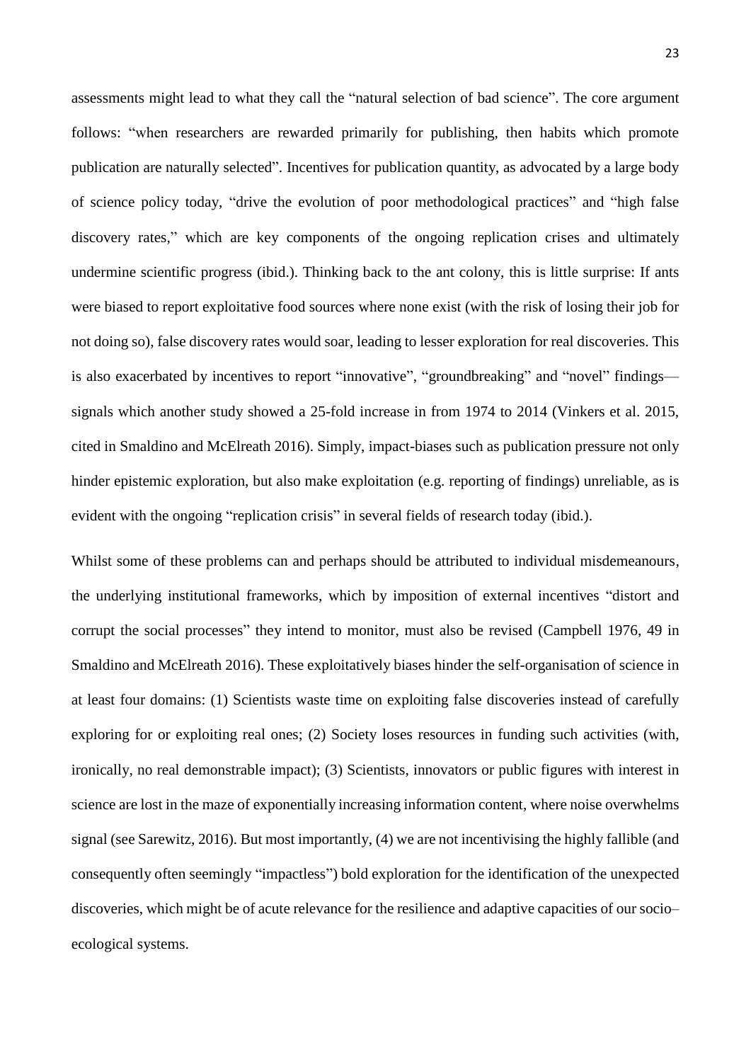assessments might lead to what they call the "natural selection of bad science". The core argument follows: "when researchers are rewarded primarily for publishing, then habits which promote publication are naturally selected". Incentives for publication quantity, as advocated by a large body of science policy today, "drive the evolution of poor methodological practices" and "high false discovery rates," which are key components of the ongoing replication crises and ultimately undermine scientific progress (ibid.). Thinking back to the ant colony, this is little surprise: If ants were biased to report exploitative food sources where none exist (with the risk of losing their job for not doing so), false discovery rates would soar, leading to lesser exploration for real discoveries. This is also exacerbated by incentives to report "innovative", "groundbreaking" and "novel" findings—signals which another study showed a 25-fold increase in from 1974 to 2014 (Vinkers et al. 2015, cited in Smaldino and McElreath 2016). Simply, impact-biases such as publication pressure not only hinder epistemic exploration, but also make exploitation (e.g. reporting of findings) unreliable, as is evident with the ongoing "replication crisis" in several fields of research today (ibid.).

Whilst some of these problems can and perhaps should be attributed to individual misdemeanours, the underlying institutional frameworks, which by imposition of external incentives "distort and corrupt the social processes" they intend to monitor, must also be revised (Campbell 1976, 49 in Smaldino and McElreath 2016). These exploitatively biases hinder the self-organisation of science in at least four domains: (1) Scientists waste time on exploiting false discoveries instead of carefully exploring for or exploiting real ones; (2) Society loses resources in funding such activities (with, ironically, no real demonstrable impact); (3) Scientists, innovators or public figures with interest in science are lost in the maze of exponentially increasing information content, where noise overwhelms signal (see Sarewitz, 2016). But most importantly, (4) we are not incentivising the highly fallible (and consequently often seemingly "impactless") bold exploration for the identification of the unexpected discoveries, which might be of acute relevance for the resilience and adaptive capacities of our socio–ecological systems.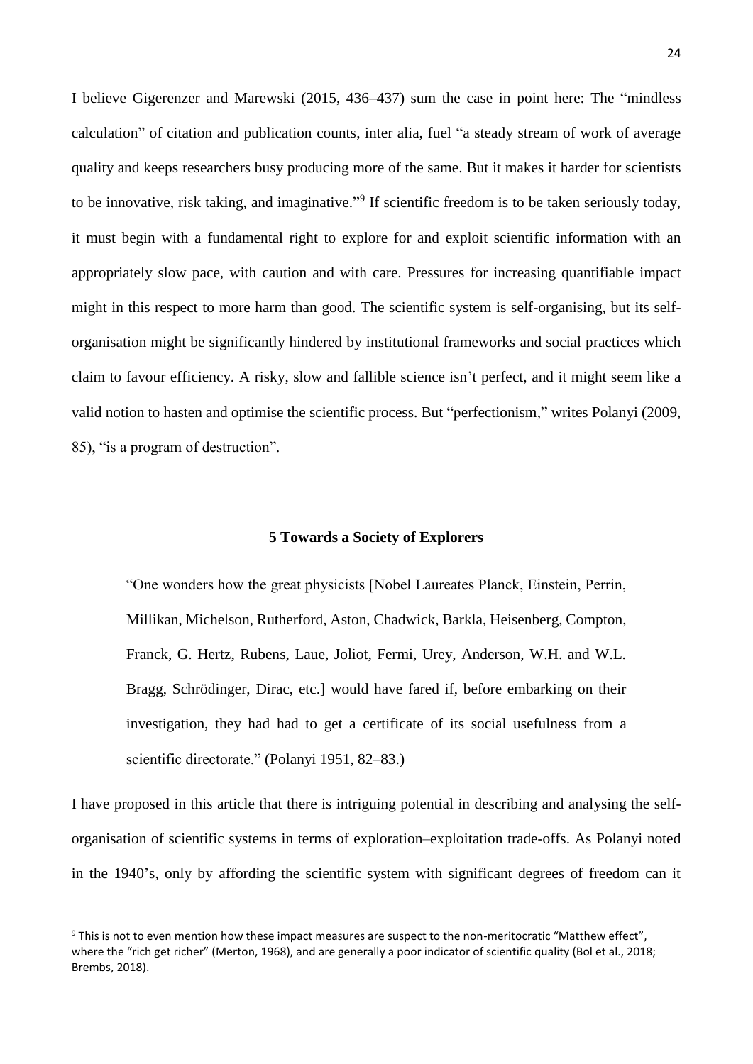I believe Gigerenzer and Marewski (2015, 436–437) sum the case in point here: The "mindless calculation" of citation and publication counts, inter alia, fuel "a steady stream of work of average quality and keeps researchers busy producing more of the same. But it makes it harder for scientists to be innovative, risk taking, and imaginative."[9] If scientific freedom is to be taken seriously today, it must begin with a fundamental right to explore for and exploit scientific information with an appropriately slow pace, with caution and with care. Pressures for increasing quantifiable impact might in this respect to more harm than good. The scientific system is self-organising, but its self-organisation might be significantly hindered by institutional frameworks and social practices which claim to favour efficiency. A risky, slow and fallible science isn't perfect, and it might seem like a valid notion to hasten and optimise the scientific process. But "perfectionism," writes Polanyi (2009, 85), "is a program of destruction".

## 5 Towards a Society of Explorers

> "One wonders how the great physicists [Nobel Laureates Planck, Einstein, Perrin, Millikan, Michelson, Rutherford, Aston, Chadwick, Barkla, Heisenberg, Compton, Franck, G. Hertz, Rubens, Laue, Joliot, Fermi, Urey, Anderson, W.H. and W.L. Bragg, Schrödinger, Dirac, etc.] would have fared if, before embarking on their investigation, they had had to get a certificate of its social usefulness from a scientific directorate." (Polanyi 1951, 82–83.)

I have proposed in this article that there is intriguing potential in describing and analysing the self-organisation of scientific systems in terms of exploration–exploitation trade-offs. As Polanyi noted in the 1940's, only by affording the scientific system with significant degrees of freedom can it

[9] This is not to even mention how these impact measures are suspect to the non-meritocratic "Matthew effect", where the "rich get richer" (Merton, 1968), and are generally a poor indicator of scientific quality (Bol et al., 2018; Brembs, 2018).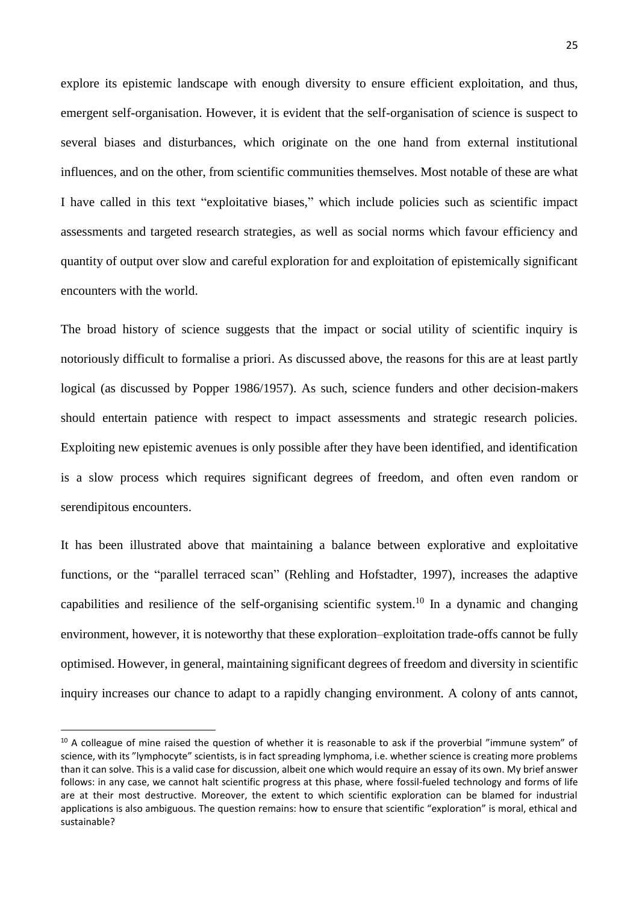explore its epistemic landscape with enough diversity to ensure efficient exploitation, and thus, emergent self-organisation. However, it is evident that the self-organisation of science is suspect to several biases and disturbances, which originate on the one hand from external institutional influences, and on the other, from scientific communities themselves. Most notable of these are what I have called in this text "exploitative biases," which include policies such as scientific impact assessments and targeted research strategies, as well as social norms which favour efficiency and quantity of output over slow and careful exploration for and exploitation of epistemically significant encounters with the world.

The broad history of science suggests that the impact or social utility of scientific inquiry is notoriously difficult to formalise a priori. As discussed above, the reasons for this are at least partly logical (as discussed by Popper 1986/1957). As such, science funders and other decision-makers should entertain patience with respect to impact assessments and strategic research policies. Exploiting new epistemic avenues is only possible after they have been identified, and identification is a slow process which requires significant degrees of freedom, and often even random or serendipitous encounters.

It has been illustrated above that maintaining a balance between explorative and exploitative functions, or the "parallel terraced scan" (Rehling and Hofstadter, 1997), increases the adaptive capabilities and resilience of the self-organising scientific system.[10] In a dynamic and changing environment, however, it is noteworthy that these exploration–exploitation trade-offs cannot be fully optimised. However, in general, maintaining significant degrees of freedom and diversity in scientific inquiry increases our chance to adapt to a rapidly changing environment. A colony of ants cannot,

---

[10] A colleague of mine raised the question of whether it is reasonable to ask if the proverbial "immune system" of science, with its "lymphocyte" scientists, is in fact spreading lymphoma, i.e. whether science is creating more problems than it can solve. This is a valid case for discussion, albeit one which would require an essay of its own. My brief answer follows: in any case, we cannot halt scientific progress at this phase, where fossil-fueled technology and forms of life are at their most destructive. Moreover, the extent to which scientific exploration can be blamed for industrial applications is also ambiguous. The question remains: how to ensure that scientific "exploration" is moral, ethical and sustainable?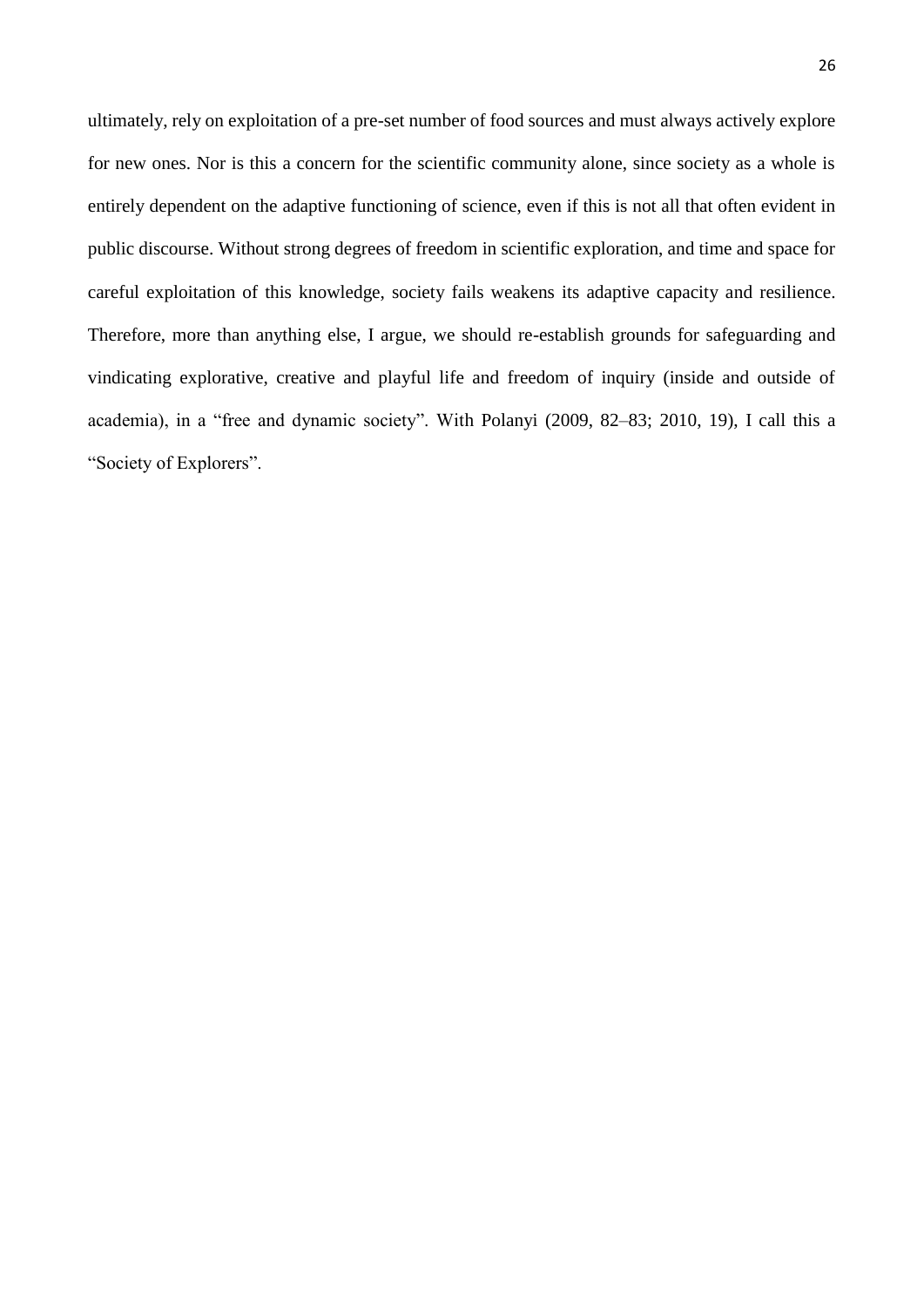ultimately, rely on exploitation of a pre-set number of food sources and must always actively explore for new ones. Nor is this a concern for the scientific community alone, since society as a whole is entirely dependent on the adaptive functioning of science, even if this is not all that often evident in public discourse. Without strong degrees of freedom in scientific exploration, and time and space for careful exploitation of this knowledge, society fails weakens its adaptive capacity and resilience. Therefore, more than anything else, I argue, we should re-establish grounds for safeguarding and vindicating explorative, creative and playful life and freedom of inquiry (inside and outside of academia), in a "free and dynamic society". With Polanyi (2009, 82–83; 2010, 19), I call this a "Society of Explorers".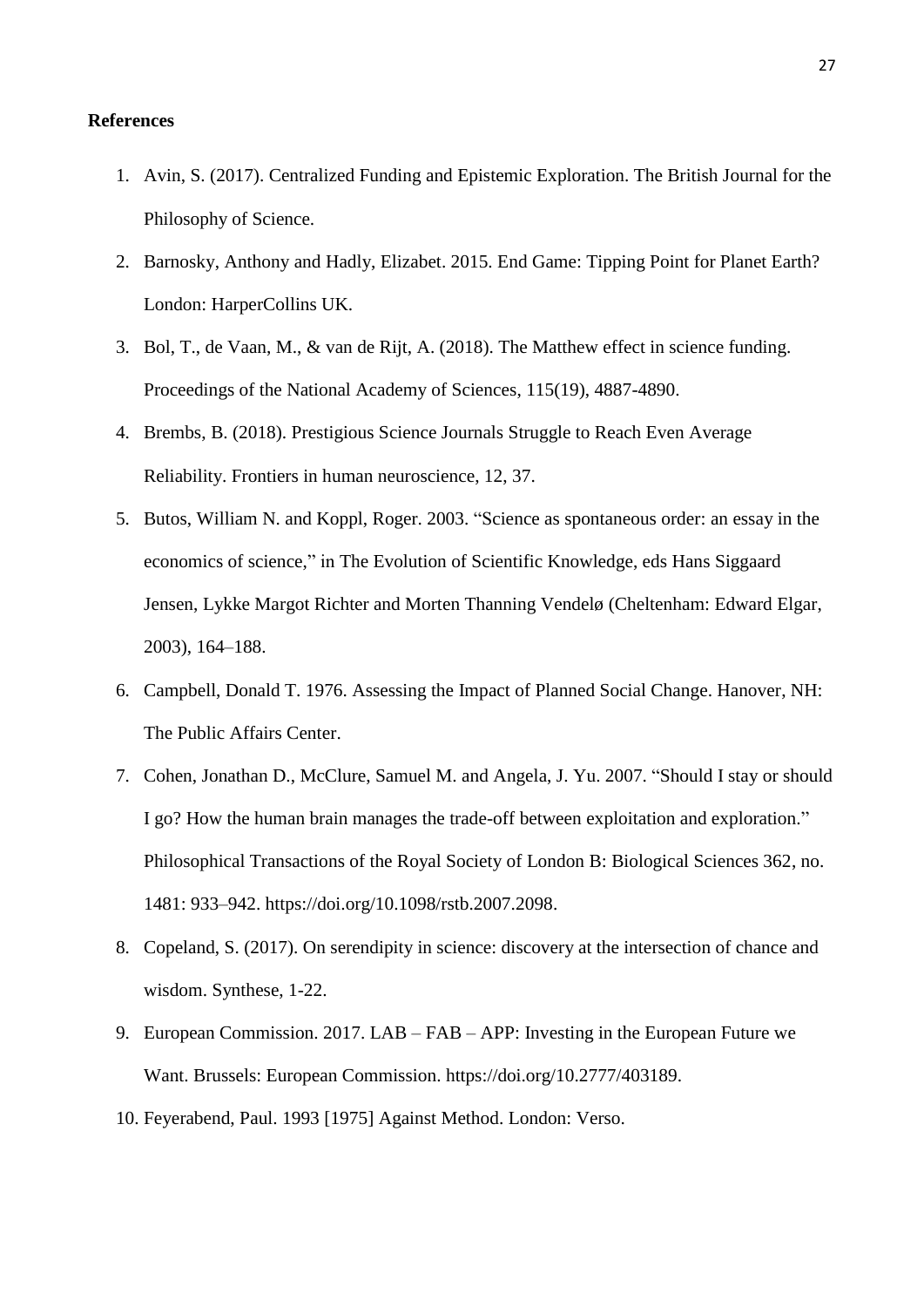**References**

1. Avin, S. (2017). Centralized Funding and Epistemic Exploration. The British Journal for the Philosophy of Science.
2. Barnosky, Anthony and Hadly, Elizabet. 2015. End Game: Tipping Point for Planet Earth? London: HarperCollins UK.
3. Bol, T., de Vaan, M., & van de Rijt, A. (2018). The Matthew effect in science funding. Proceedings of the National Academy of Sciences, 115(19), 4887-4890.
4. Brembs, B. (2018). Prestigious Science Journals Struggle to Reach Even Average Reliability. Frontiers in human neuroscience, 12, 37.
5. Butos, William N. and Koppl, Roger. 2003. "Science as spontaneous order: an essay in the economics of science," in The Evolution of Scientific Knowledge, eds Hans Siggaard Jensen, Lykke Margot Richter and Morten Thanning Vendelø (Cheltenham: Edward Elgar, 2003), 164–188.
6. Campbell, Donald T. 1976. Assessing the Impact of Planned Social Change. Hanover, NH: The Public Affairs Center.
7. Cohen, Jonathan D., McClure, Samuel M. and Angela, J. Yu. 2007. "Should I stay or should I go? How the human brain manages the trade-off between exploitation and exploration." Philosophical Transactions of the Royal Society of London B: Biological Sciences 362, no. 1481: 933–942. https://doi.org/10.1098/rstb.2007.2098.
8. Copeland, S. (2017). On serendipity in science: discovery at the intersection of chance and wisdom. Synthese, 1-22.
9. European Commission. 2017. LAB – FAB – APP: Investing in the European Future we Want. Brussels: European Commission. https://doi.org/10.2777/403189.
10. Feyerabend, Paul. 1993 [1975] Against Method. London: Verso.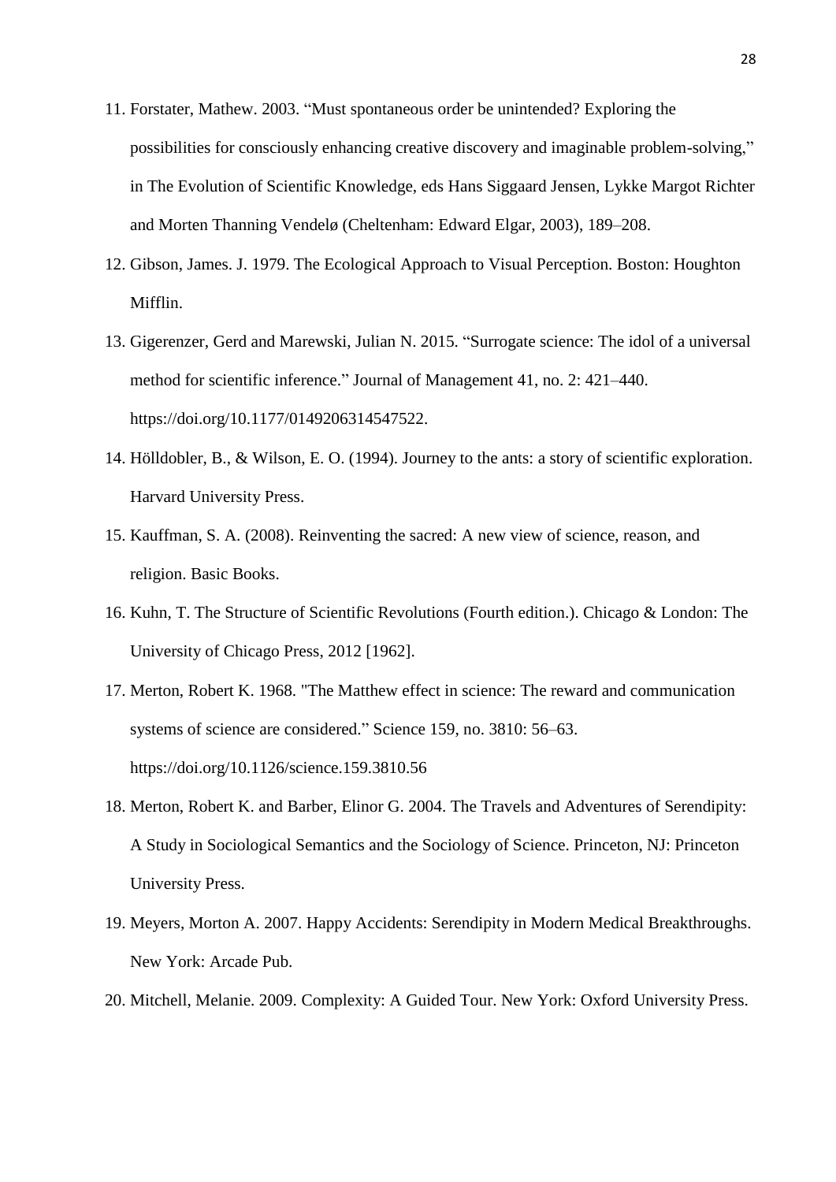11. Forstater, Mathew. 2003. "Must spontaneous order be unintended? Exploring the possibilities for consciously enhancing creative discovery and imaginable problem-solving," in The Evolution of Scientific Knowledge, eds Hans Siggaard Jensen, Lykke Margot Richter and Morten Thanning Vendelø (Cheltenham: Edward Elgar, 2003), 189–208.
12. Gibson, James. J. 1979. The Ecological Approach to Visual Perception. Boston: Houghton Mifflin.
13. Gigerenzer, Gerd and Marewski, Julian N. 2015. "Surrogate science: The idol of a universal method for scientific inference." Journal of Management 41, no. 2: 421–440. https://doi.org/10.1177/0149206314547522.
14. Hölldobler, B., & Wilson, E. O. (1994). Journey to the ants: a story of scientific exploration. Harvard University Press.
15. Kauffman, S. A. (2008). Reinventing the sacred: A new view of science, reason, and religion. Basic Books.
16. Kuhn, T. The Structure of Scientific Revolutions (Fourth edition.). Chicago & London: The University of Chicago Press, 2012 [1962].
17. Merton, Robert K. 1968. "The Matthew effect in science: The reward and communication systems of science are considered." Science 159, no. 3810: 56–63. https://doi.org/10.1126/science.159.3810.56
18. Merton, Robert K. and Barber, Elinor G. 2004. The Travels and Adventures of Serendipity: A Study in Sociological Semantics and the Sociology of Science. Princeton, NJ: Princeton University Press.
19. Meyers, Morton A. 2007. Happy Accidents: Serendipity in Modern Medical Breakthroughs. New York: Arcade Pub.
20. Mitchell, Melanie. 2009. Complexity: A Guided Tour. New York: Oxford University Press.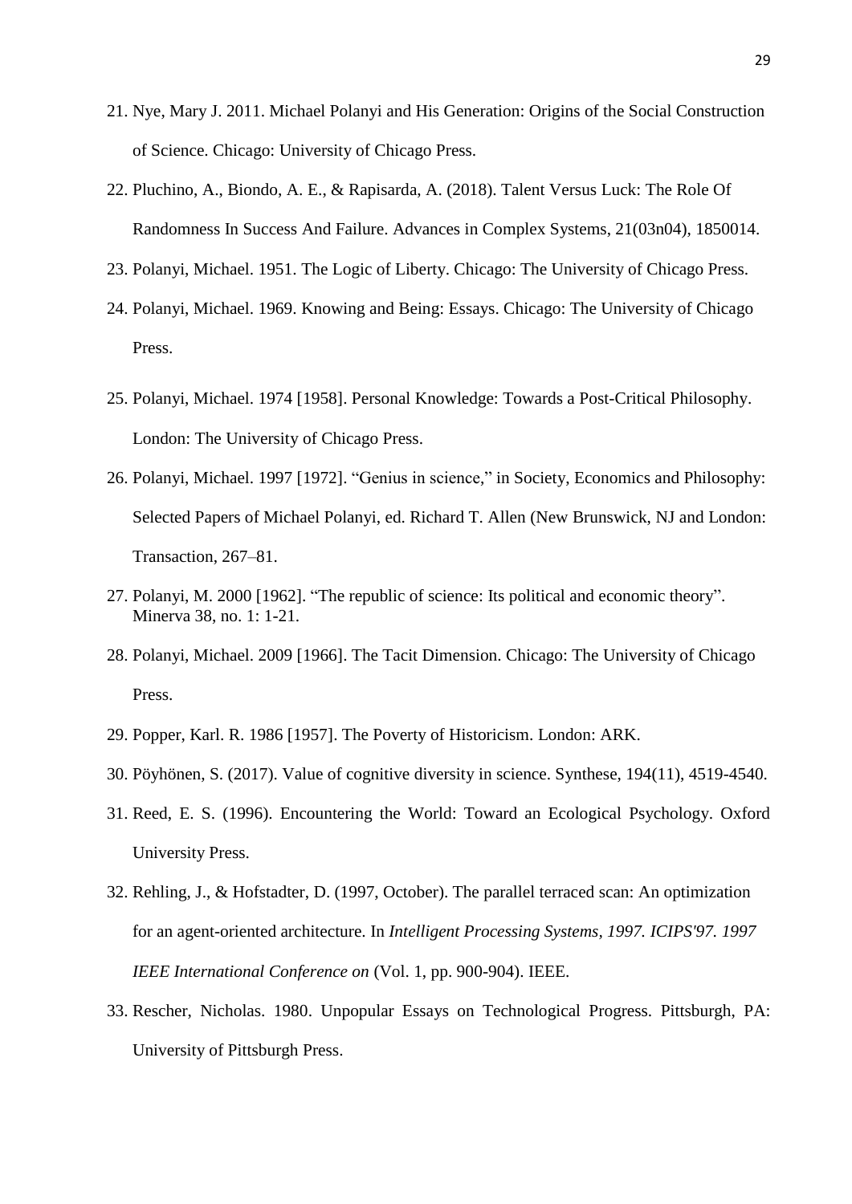21. Nye, Mary J. 2011. Michael Polanyi and His Generation: Origins of the Social Construction of Science. Chicago: University of Chicago Press.
22. Pluchino, A., Biondo, A. E., & Rapisarda, A. (2018). Talent Versus Luck: The Role Of Randomness In Success And Failure. Advances in Complex Systems, 21(03n04), 1850014.
23. Polanyi, Michael. 1951. The Logic of Liberty. Chicago: The University of Chicago Press.
24. Polanyi, Michael. 1969. Knowing and Being: Essays. Chicago: The University of Chicago Press.
25. Polanyi, Michael. 1974 [1958]. Personal Knowledge: Towards a Post-Critical Philosophy. London: The University of Chicago Press.
26. Polanyi, Michael. 1997 [1972]. "Genius in science," in Society, Economics and Philosophy: Selected Papers of Michael Polanyi, ed. Richard T. Allen (New Brunswick, NJ and London: Transaction, 267–81.
27. Polanyi, M. 2000 [1962]. "The republic of science: Its political and economic theory". Minerva 38, no. 1: 1-21.
28. Polanyi, Michael. 2009 [1966]. The Tacit Dimension. Chicago: The University of Chicago Press.
29. Popper, Karl. R. 1986 [1957]. The Poverty of Historicism. London: ARK.
30. Pöyhönen, S. (2017). Value of cognitive diversity in science. Synthese, 194(11), 4519-4540.
31. Reed, E. S. (1996). Encountering the World: Toward an Ecological Psychology. Oxford University Press.
32. Rehling, J., & Hofstadter, D. (1997, October). The parallel terraced scan: An optimization for an agent-oriented architecture. In *Intelligent Processing Systems, 1997. ICIPS'97. 1997 IEEE International Conference on* (Vol. 1, pp. 900-904). IEEE.
33. Rescher, Nicholas. 1980. Unpopular Essays on Technological Progress. Pittsburgh, PA: University of Pittsburgh Press.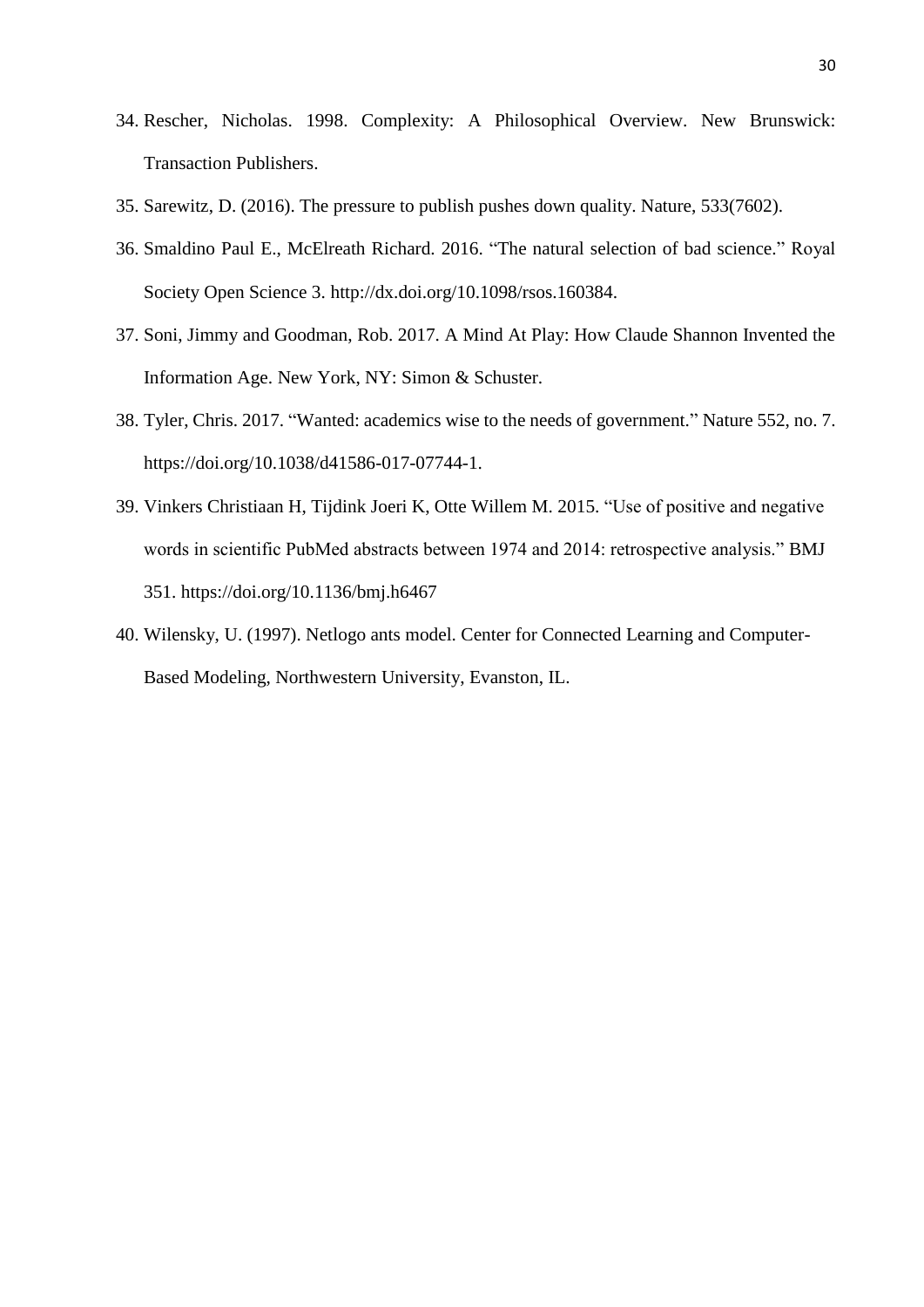34. Rescher, Nicholas. 1998. Complexity: A Philosophical Overview. New Brunswick: Transaction Publishers.
35. Sarewitz, D. (2016). The pressure to publish pushes down quality. Nature, 533(7602).
36. Smaldino Paul E., McElreath Richard. 2016. "The natural selection of bad science." Royal Society Open Science 3. http://dx.doi.org/10.1098/rsos.160384.
37. Soni, Jimmy and Goodman, Rob. 2017. A Mind At Play: How Claude Shannon Invented the Information Age. New York, NY: Simon & Schuster.
38. Tyler, Chris. 2017. "Wanted: academics wise to the needs of government." Nature 552, no. 7. https://doi.org/10.1038/d41586-017-07744-1.
39. Vinkers Christiaan H, Tijdink Joeri K, Otte Willem M. 2015. "Use of positive and negative words in scientific PubMed abstracts between 1974 and 2014: retrospective analysis." BMJ 351. https://doi.org/10.1136/bmj.h6467
40. Wilensky, U. (1997). Netlogo ants model. Center for Connected Learning and Computer-Based Modeling, Northwestern University, Evanston, IL.